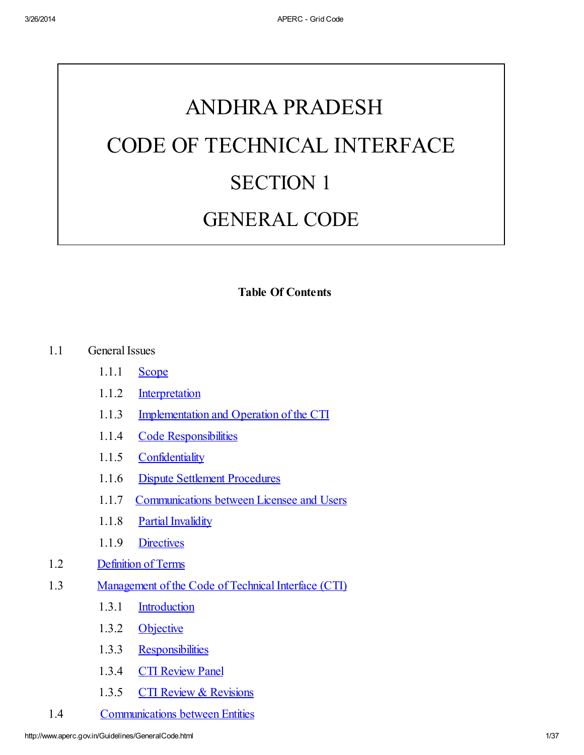# ANDHRA PRADESH
# CODE OF TECHNICAL INTERFACE
# SECTION 1
# GENERAL CODE

**Table Of Contents**

1.1 General Issues

- 1.1.1 Scope
- 1.1.2 Interpretation
- 1.1.3 Implementation and Operation of the CTI
- 1.1.4 Code Responsibilities
- 1.1.5 Confidentiality
- 1.1.6 Dispute Settlement Procedures
- 1.1.7 Communications between Licensee and Users
- 1.1.8 Partial Invalidity
- 1.1.9 Directives

1.2 Definition of Terms

1.3 Management of the Code of Technical Interface (CTI)

- 1.3.1 Introduction
- 1.3.2 Objective
- 1.3.3 Responsibilities
- 1.3.4 CTI Review Panel
- 1.3.5 CTI Review & Revisions

1.4 Communications between Entities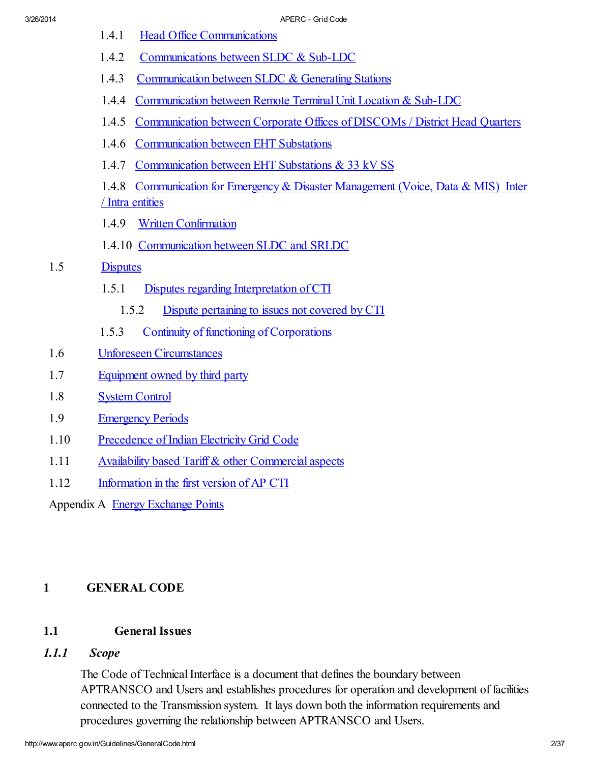1.4.1 Head Office Communications

1.4.2 Communications between SLDC & Sub-LDC

1.4.3 Communication between SLDC & Generating Stations

1.4.4 Communication between Remote Terminal Unit Location & Sub-LDC

1.4.5 Communication between Corporate Offices of DISCOMs / District Head Quarters

1.4.6 Communication between EHT Substations

1.4.7 Communication between EHT Substations & 33 kV SS

1.4.8 Communication for Emergency & Disaster Management (Voice, Data & MIS) Inter / Intra entities

1.4.9 Written Confirmation

1.4.10 Communication between SLDC and SRLDC

1.5 Disputes

1.5.1 Disputes regarding Interpretation of CTI

1.5.2 Dispute pertaining to issues not covered by CTI

1.5.3 Continuity of functioning of Corporations

1.6 Unforeseen Circumstances

1.7 Equipment owned by third party

1.8 System Control

1.9 Emergency Periods

1.10 Precedence of Indian Electricity Grid Code

1.11 Availability based Tariff & other Commercial aspects

1.12 Information in the first version of AP CTI

Appendix A Energy Exchange Points

# 1 GENERAL CODE

## 1.1 General Issues

### *1.1.1 Scope*

The Code of Technical Interface is a document that defines the boundary between APTRANSCO and Users and establishes procedures for operation and development of facilities connected to the Transmission system. It lays down both the information requirements and procedures governing the relationship between APTRANSCO and Users.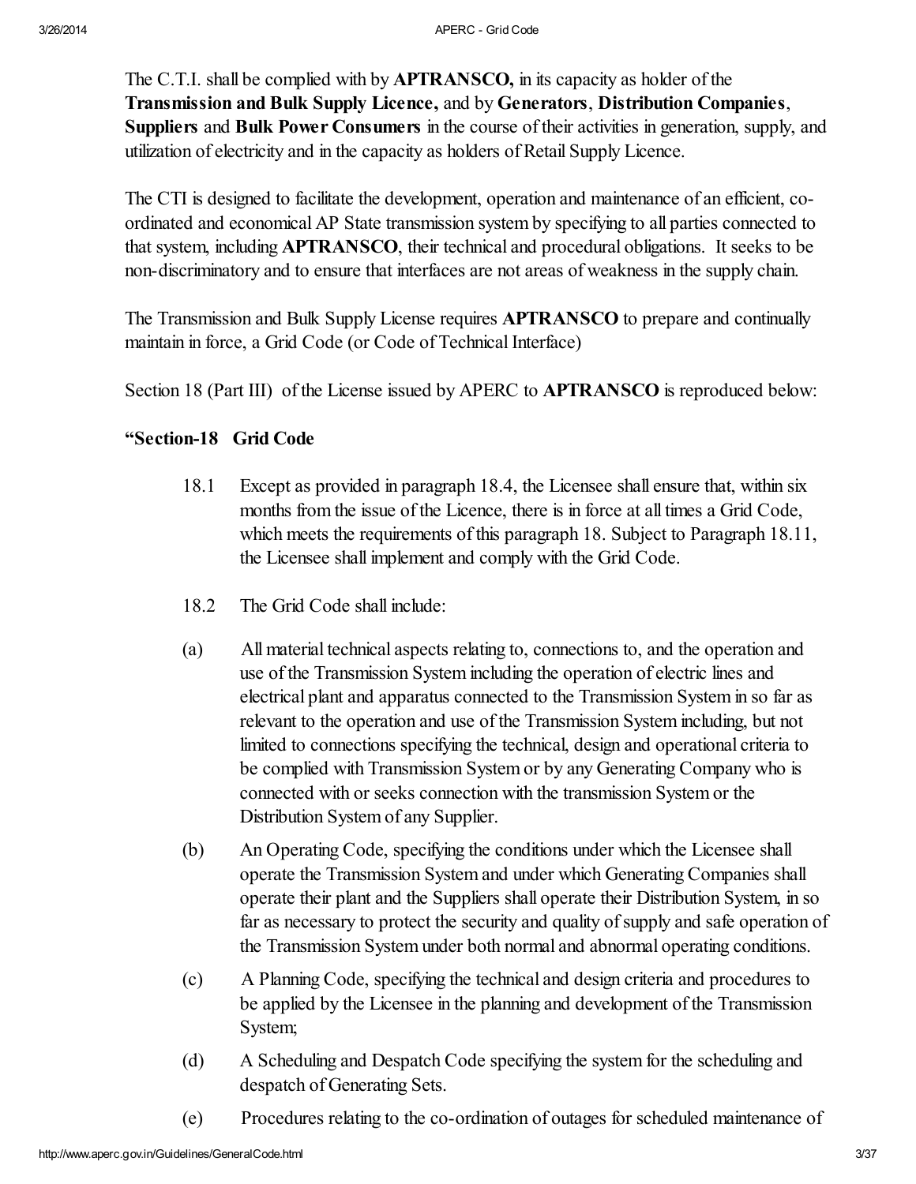The C.T.I. shall be complied with by **APTRANSCO,** in its capacity as holder of the **Transmission and Bulk Supply Licence,** and by **Generators**, **Distribution Companies**, **Suppliers** and **Bulk Power Consumers** in the course of their activities in generation, supply, and utilization of electricity and in the capacity as holders of Retail Supply Licence.

The CTI is designed to facilitate the development, operation and maintenance of an efficient, co-ordinated and economical AP State transmission system by specifying to all parties connected to that system, including **APTRANSCO**, their technical and procedural obligations. It seeks to be non-discriminatory and to ensure that interfaces are not areas of weakness in the supply chain.

The Transmission and Bulk Supply License requires **APTRANSCO** to prepare and continually maintain in force, a Grid Code (or Code of Technical Interface)

Section 18 (Part III) of the License issued by APERC to **APTRANSCO** is reproduced below:

**"Section-18 Grid Code**

18.1 Except as provided in paragraph 18.4, the Licensee shall ensure that, within six months from the issue of the Licence, there is in force at all times a Grid Code, which meets the requirements of this paragraph 18. Subject to Paragraph 18.11, the Licensee shall implement and comply with the Grid Code.

18.2 The Grid Code shall include:

(a) All material technical aspects relating to, connections to, and the operation and use of the Transmission System including the operation of electric lines and electrical plant and apparatus connected to the Transmission System in so far as relevant to the operation and use of the Transmission System including, but not limited to connections specifying the technical, design and operational criteria to be complied with Transmission System or by any Generating Company who is connected with or seeks connection with the transmission System or the Distribution System of any Supplier.

(b) An Operating Code, specifying the conditions under which the Licensee shall operate the Transmission System and under which Generating Companies shall operate their plant and the Suppliers shall operate their Distribution System, in so far as necessary to protect the security and quality of supply and safe operation of the Transmission System under both normal and abnormal operating conditions.

(c) A Planning Code, specifying the technical and design criteria and procedures to be applied by the Licensee in the planning and development of the Transmission System;

(d) A Scheduling and Despatch Code specifying the system for the scheduling and despatch of Generating Sets.

(e) Procedures relating to the co-ordination of outages for scheduled maintenance of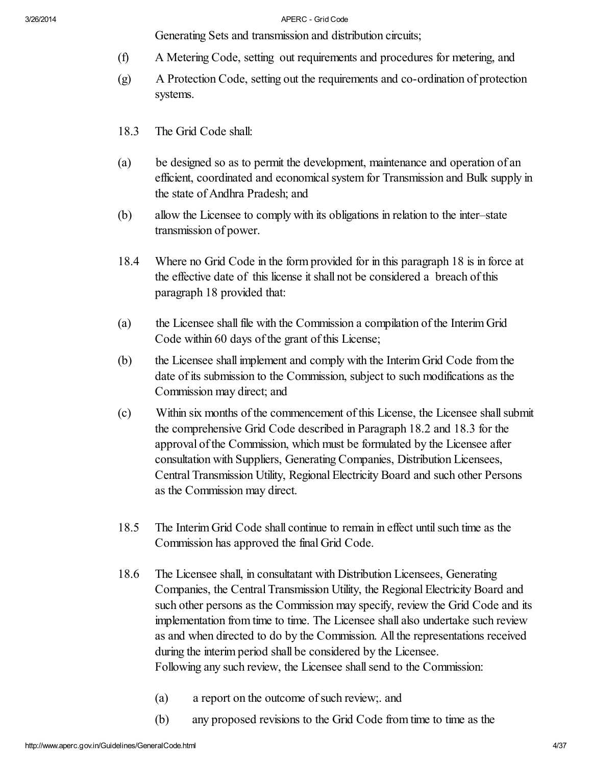Generating Sets and transmission and distribution circuits;

(f) A Metering Code, setting out requirements and procedures for metering, and

(g) A Protection Code, setting out the requirements and co-ordination of protection systems.

18.3 The Grid Code shall:

(a) be designed so as to permit the development, maintenance and operation of an efficient, coordinated and economical system for Transmission and Bulk supply in the state of Andhra Pradesh; and

(b) allow the Licensee to comply with its obligations in relation to the inter–state transmission of power.

18.4 Where no Grid Code in the form provided for in this paragraph 18 is in force at the effective date of this license it shall not be considered a breach of this paragraph 18 provided that:

(a) the Licensee shall file with the Commission a compilation of the Interim Grid Code within 60 days of the grant of this License;

(b) the Licensee shall implement and comply with the Interim Grid Code from the date of its submission to the Commission, subject to such modifications as the Commission may direct; and

(c) Within six months of the commencement of this License, the Licensee shall submit the comprehensive Grid Code described in Paragraph 18.2 and 18.3 for the approval of the Commission, which must be formulated by the Licensee after consultation with Suppliers, Generating Companies, Distribution Licensees, Central Transmission Utility, Regional Electricity Board and such other Persons as the Commission may direct.

18.5 The Interim Grid Code shall continue to remain in effect until such time as the Commission has approved the final Grid Code.

18.6 The Licensee shall, in consultatant with Distribution Licensees, Generating Companies, the Central Transmission Utility, the Regional Electricity Board and such other persons as the Commission may specify, review the Grid Code and its implementation from time to time. The Licensee shall also undertake such review as and when directed to do by the Commission. All the representations received during the interim period shall be considered by the Licensee.
Following any such review, the Licensee shall send to the Commission:

(a) a report on the outcome of such review;. and

(b) any proposed revisions to the Grid Code from time to time as the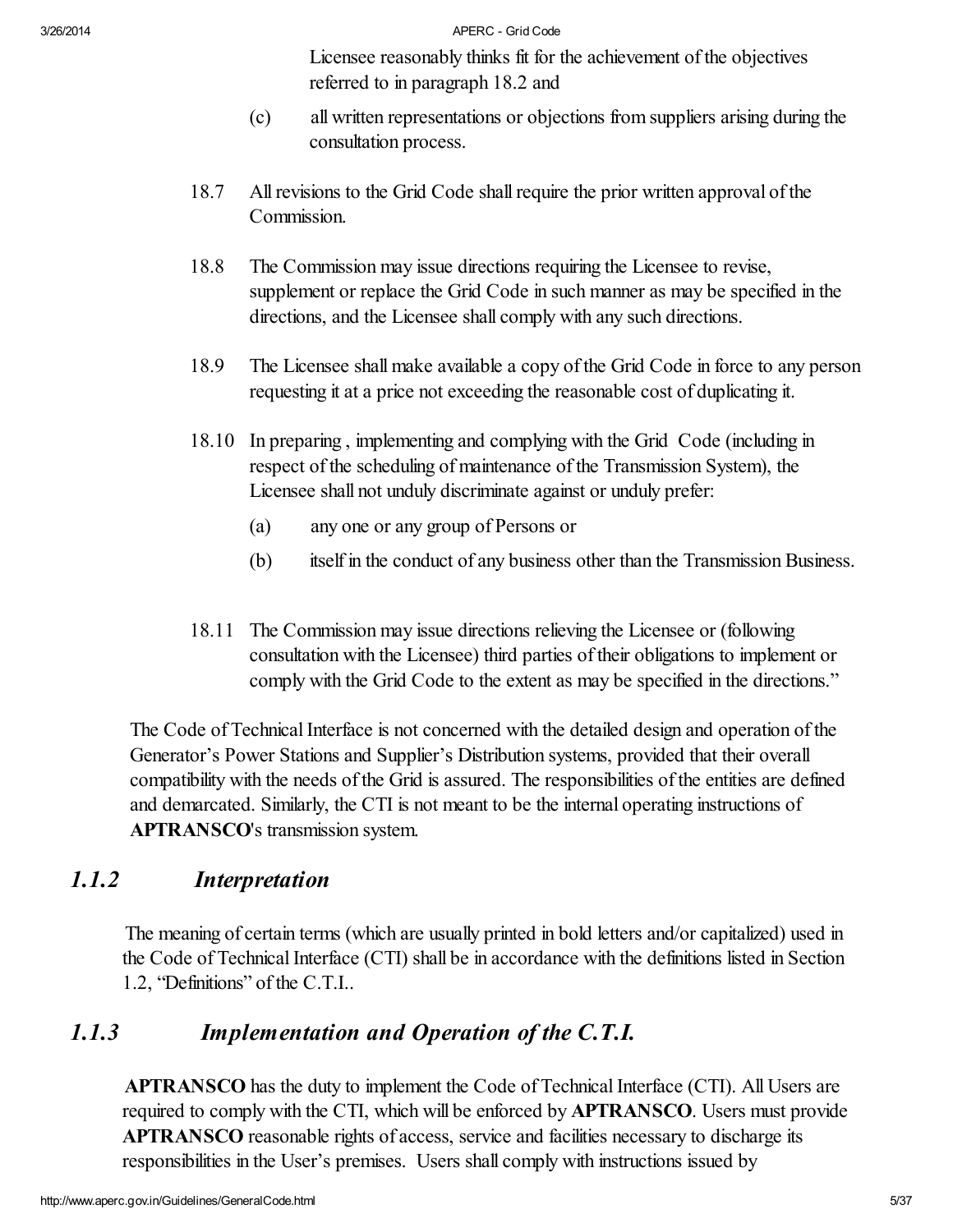Licensee reasonably thinks fit for the achievement of the objectives referred to in paragraph 18.2 and

(c) all written representations or objections from suppliers arising during the consultation process.

18.7 All revisions to the Grid Code shall require the prior written approval of the Commission.

18.8 The Commission may issue directions requiring the Licensee to revise, supplement or replace the Grid Code in such manner as may be specified in the directions, and the Licensee shall comply with any such directions.

18.9 The Licensee shall make available a copy of the Grid Code in force to any person requesting it at a price not exceeding the reasonable cost of duplicating it.

18.10 In preparing , implementing and complying with the Grid Code (including in respect of the scheduling of maintenance of the Transmission System), the Licensee shall not unduly discriminate against or unduly prefer:

(a) any one or any group of Persons or

(b) itself in the conduct of any business other than the Transmission Business.

18.11 The Commission may issue directions relieving the Licensee or (following consultation with the Licensee) third parties of their obligations to implement or comply with the Grid Code to the extent as may be specified in the directions."

The Code of Technical Interface is not concerned with the detailed design and operation of the Generator's Power Stations and Supplier's Distribution systems, provided that their overall compatibility with the needs of the Grid is assured. The responsibilities of the entities are defined and demarcated. Similarly, the CTI is not meant to be the internal operating instructions of **APTRANSCO**'s transmission system.

### *1.1.2 Interpretation*

The meaning of certain terms (which are usually printed in bold letters and/or capitalized) used in the Code of Technical Interface (CTI) shall be in accordance with the definitions listed in Section 1.2, "Definitions" of the C.T.I..

### *1.1.3 Implementation and Operation of the C.T.I.*

**APTRANSCO** has the duty to implement the Code of Technical Interface (CTI). All Users are required to comply with the CTI, which will be enforced by **APTRANSCO**. Users must provide **APTRANSCO** reasonable rights of access, service and facilities necessary to discharge its responsibilities in the User's premises. Users shall comply with instructions issued by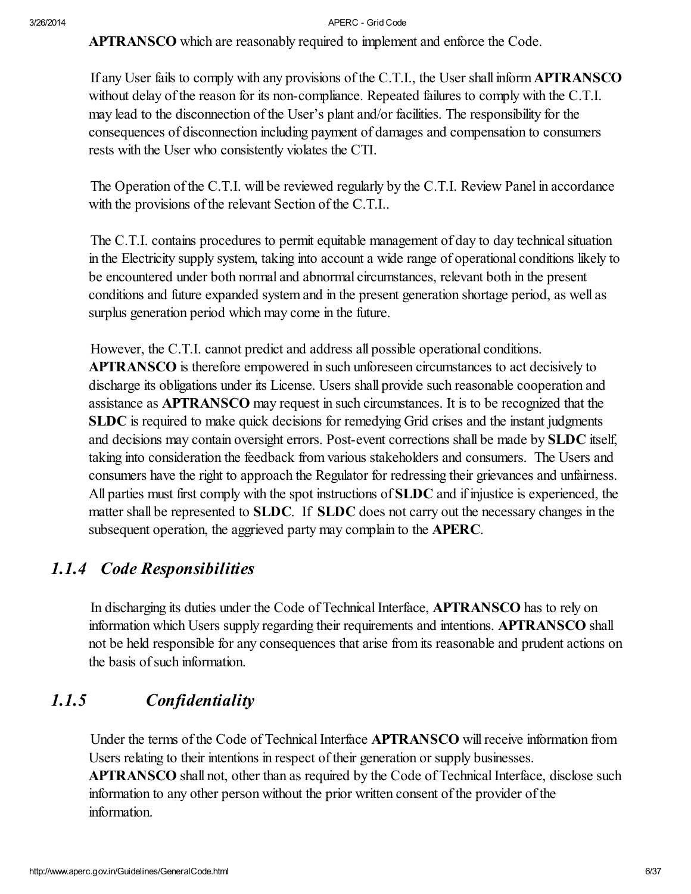**APTRANSCO** which are reasonably required to implement and enforce the Code.

If any User fails to comply with any provisions of the C.T.I., the User shall inform **APTRANSCO** without delay of the reason for its non-compliance. Repeated failures to comply with the C.T.I. may lead to the disconnection of the User's plant and/or facilities. The responsibility for the consequences of disconnection including payment of damages and compensation to consumers rests with the User who consistently violates the CTI.

The Operation of the C.T.I. will be reviewed regularly by the C.T.I. Review Panel in accordance with the provisions of the relevant Section of the C.T.I..

The C.T.I. contains procedures to permit equitable management of day to day technical situation in the Electricity supply system, taking into account a wide range of operational conditions likely to be encountered under both normal and abnormal circumstances, relevant both in the present conditions and future expanded system and in the present generation shortage period, as well as surplus generation period which may come in the future.

However, the C.T.I. cannot predict and address all possible operational conditions. **APTRANSCO** is therefore empowered in such unforeseen circumstances to act decisively to discharge its obligations under its License. Users shall provide such reasonable cooperation and assistance as **APTRANSCO** may request in such circumstances. It is to be recognized that the **SLDC** is required to make quick decisions for remedying Grid crises and the instant judgments and decisions may contain oversight errors. Post-event corrections shall be made by **SLDC** itself, taking into consideration the feedback from various stakeholders and consumers. The Users and consumers have the right to approach the Regulator for redressing their grievances and unfairness. All parties must first comply with the spot instructions of **SLDC** and if injustice is experienced, the matter shall be represented to **SLDC**. If **SLDC** does not carry out the necessary changes in the subsequent operation, the aggrieved party may complain to the **APERC**.

### *1.1.4 Code Responsibilities*

In discharging its duties under the Code of Technical Interface, **APTRANSCO** has to rely on information which Users supply regarding their requirements and intentions. **APTRANSCO** shall not be held responsible for any consequences that arise from its reasonable and prudent actions on the basis of such information.

### *1.1.5 Confidentiality*

Under the terms of the Code of Technical Interface **APTRANSCO** will receive information from Users relating to their intentions in respect of their generation or supply businesses. **APTRANSCO** shall not, other than as required by the Code of Technical Interface, disclose such information to any other person without the prior written consent of the provider of the information.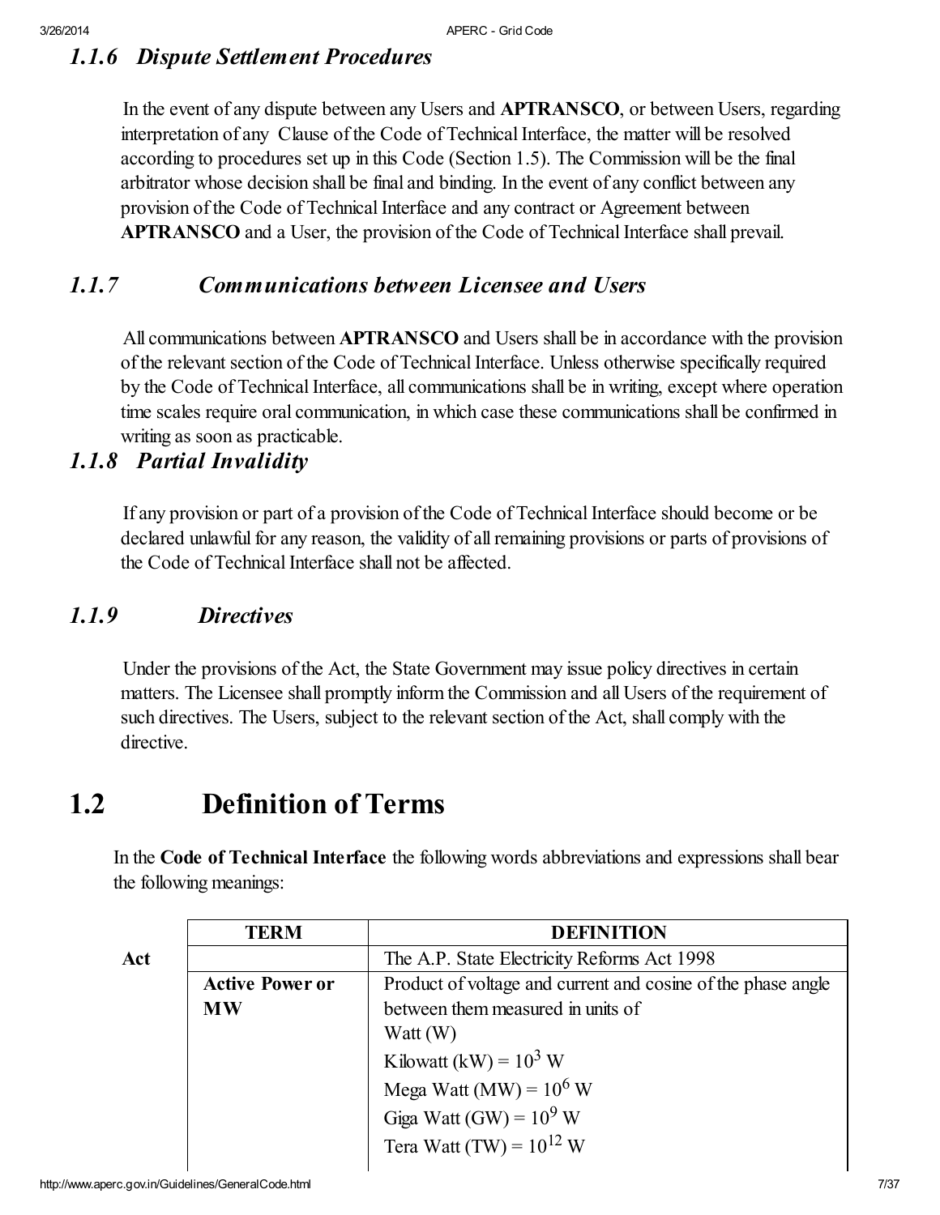### *1.1.6 Dispute Settlement Procedures*

In the event of any dispute between any Users and **APTRANSCO**, or between Users, regarding interpretation of any Clause of the Code of Technical Interface, the matter will be resolved according to procedures set up in this Code (Section 1.5). The Commission will be the final arbitrator whose decision shall be final and binding. In the event of any conflict between any provision of the Code of Technical Interface and any contract or Agreement between **APTRANSCO** and a User, the provision of the Code of Technical Interface shall prevail.

### *1.1.7 Communications between Licensee and Users*

All communications between **APTRANSCO** and Users shall be in accordance with the provision of the relevant section of the Code of Technical Interface. Unless otherwise specifically required by the Code of Technical Interface, all communications shall be in writing, except where operation time scales require oral communication, in which case these communications shall be confirmed in writing as soon as practicable.

### *1.1.8 Partial Invalidity*

If any provision or part of a provision of the Code of Technical Interface should become or be declared unlawful for any reason, the validity of all remaining provisions or parts of provisions of the Code of Technical Interface shall not be affected.

### *1.1.9 Directives*

Under the provisions of the Act, the State Government may issue policy directives in certain matters. The Licensee shall promptly inform the Commission and all Users of the requirement of such directives. The Users, subject to the relevant section of the Act, shall comply with the directive.

## 1.2 Definition of Terms

In the **Code of Technical Interface** the following words abbreviations and expressions shall bear the following meanings:

| TERM | DEFINITION |
|---|---|
| **Act** | The A.P. State Electricity Reforms Act 1998 |
| **Active Power or MW** | Product of voltage and current and cosine of the phase angle between them measured in units of<br>Watt (W)<br>Kilowatt (kW) = $10^3$ W<br>Mega Watt (MW) = $10^6$ W<br>Giga Watt (GW) = $10^9$ W<br>Tera Watt (TW) = $10^{12}$ W |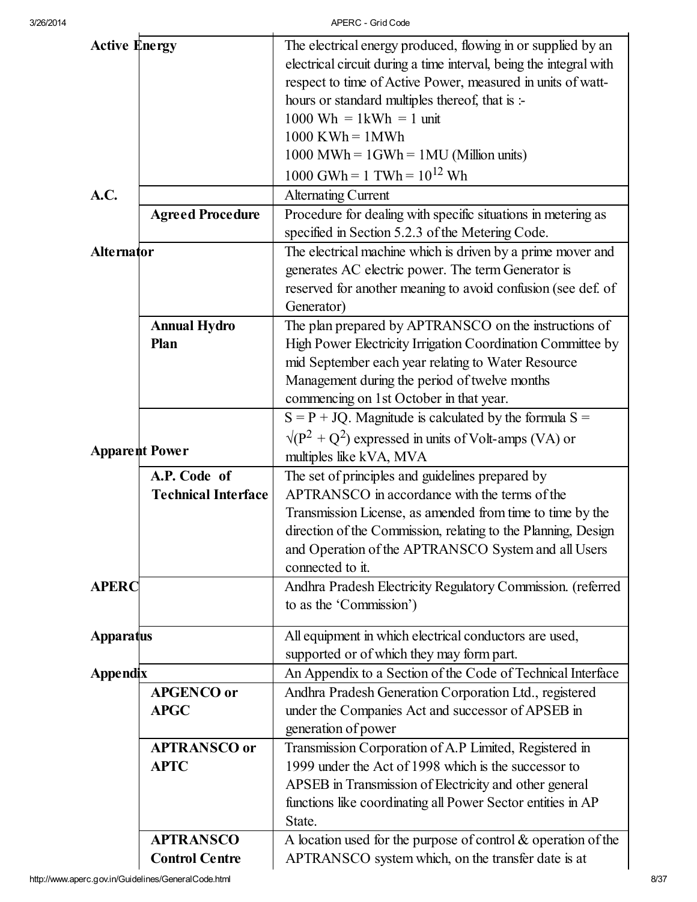| Term | | Definition |
|---|---|---|
| **Active Energy** | | The electrical energy produced, flowing in or supplied by an electrical circuit during a time interval, being the integral with respect to time of Active Power, measured in units of watt-hours or standard multiples thereof, that is :-<br>1000 Wh = 1kWh = 1 unit<br>1000 KWh = 1MWh<br>1000 MWh = 1GWh = 1MU (Million units)<br>1000 GWh = 1 TWh = $10^{12}$ Wh |
| **A.C.** | | Alternating Current |
| | **Agreed Procedure** | Procedure for dealing with specific situations in metering as specified in Section 5.2.3 of the Metering Code. |
| **Alternator** | | The electrical machine which is driven by a prime mover and generates AC electric power. The term Generator is reserved for another meaning to avoid confusion (see def. of Generator) |
| | **Annual Hydro Plan** | The plan prepared by APTRANSCO on the instructions of High Power Electricity Irrigation Coordination Committee by mid September each year relating to Water Resource Management during the period of twelve months commencing on 1st October in that year. |
| **Apparent Power** | | $S = P + JQ$. Magnitude is calculated by the formula $S = \sqrt{(P^2 + Q^2)}$ expressed in units of Volt-amps (VA) or multiples like kVA, MVA |
| | **A.P. Code of Technical Interface** | The set of principles and guidelines prepared by APTRANSCO in accordance with the terms of the Transmission License, as amended from time to time by the direction of the Commission, relating to the Planning, Design and Operation of the APTRANSCO System and all Users connected to it. |
| **APERC** | | Andhra Pradesh Electricity Regulatory Commission. (referred to as the 'Commission') |
| **Apparatus** | | All equipment in which electrical conductors are used, supported or of which they may form part. |
| **Appendix** | | An Appendix to a Section of the Code of Technical Interface |
| | **APGENCO or APGC** | Andhra Pradesh Generation Corporation Ltd., registered under the Companies Act and successor of APSEB in generation of power |
| | **APTRANSCO or APTC** | Transmission Corporation of A.P Limited, Registered in 1999 under the Act of 1998 which is the successor to APSEB in Transmission of Electricity and other general functions like coordinating all Power Sector entities in AP State. |
| | **APTRANSCO Control Centre** | A location used for the purpose of control & operation of the APTRANSCO system which, on the transfer date is at |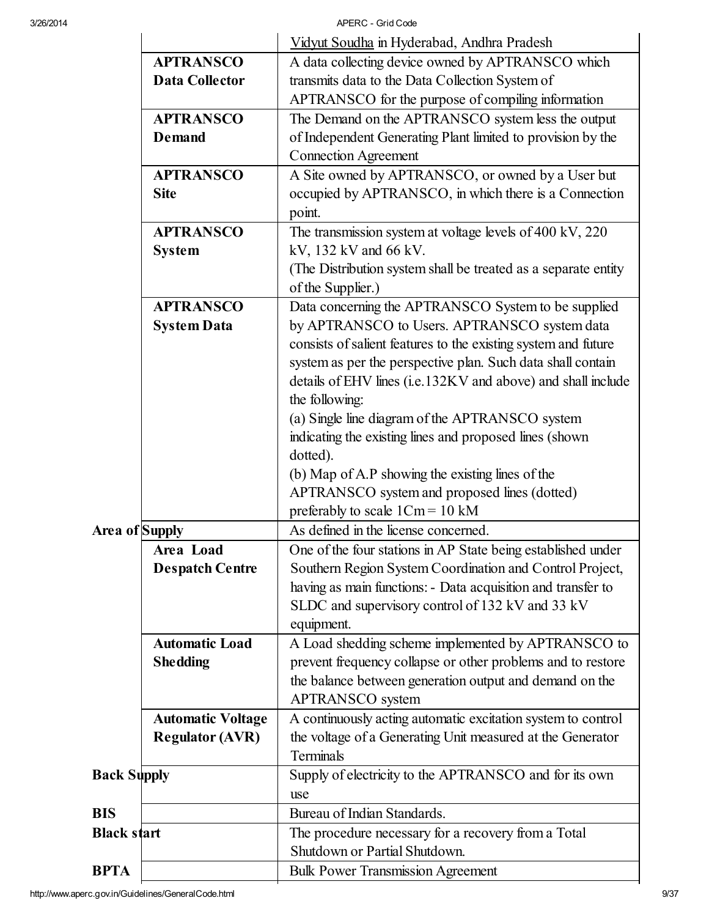| | | |
|---|---|---|
| | | Vidyut Soudha in Hyderabad, Andhra Pradesh |
| | **APTRANSCO Data Collector** | A data collecting device owned by APTRANSCO which transmits data to the Data Collection System of APTRANSCO for the purpose of compiling information |
| | **APTRANSCO Demand** | The Demand on the APTRANSCO system less the output of Independent Generating Plant limited to provision by the Connection Agreement |
| | **APTRANSCO Site** | A Site owned by APTRANSCO, or owned by a User but occupied by APTRANSCO, in which there is a Connection point. |
| | **APTRANSCO System** | The transmission system at voltage levels of 400 kV, 220 kV, 132 kV and 66 kV.<br>(The Distribution system shall be treated as a separate entity of the Supplier.) |
| | **APTRANSCO System Data** | Data concerning the APTRANSCO System to be supplied by APTRANSCO to Users. APTRANSCO system data consists of salient features to the existing system and future system as per the perspective plan. Such data shall contain details of EHV lines (i.e.132KV and above) and shall include the following:<br>(a) Single line diagram of the APTRANSCO system indicating the existing lines and proposed lines (shown dotted).<br>(b) Map of A.P showing the existing lines of the APTRANSCO system and proposed lines (dotted) preferably to scale 1Cm = 10 kM |
| **Area of Supply** | | As defined in the license concerned. |
| | **Area Load Despatch Centre** | One of the four stations in AP State being established under Southern Region System Coordination and Control Project, having as main functions: - Data acquisition and transfer to SLDC and supervisory control of 132 kV and 33 kV equipment. |
| | **Automatic Load Shedding** | A Load shedding scheme implemented by APTRANSCO to prevent frequency collapse or other problems and to restore the balance between generation output and demand on the APTRANSCO system |
| | **Automatic Voltage Regulator (AVR)** | A continuously acting automatic excitation system to control the voltage of a Generating Unit measured at the Generator Terminals |
| **Back Supply** | | Supply of electricity to the APTRANSCO and for its own use |
| **BIS** | | Bureau of Indian Standards. |
| **Black start** | | The procedure necessary for a recovery from a Total Shutdown or Partial Shutdown. |
| **BPTA** | | Bulk Power Transmission Agreement |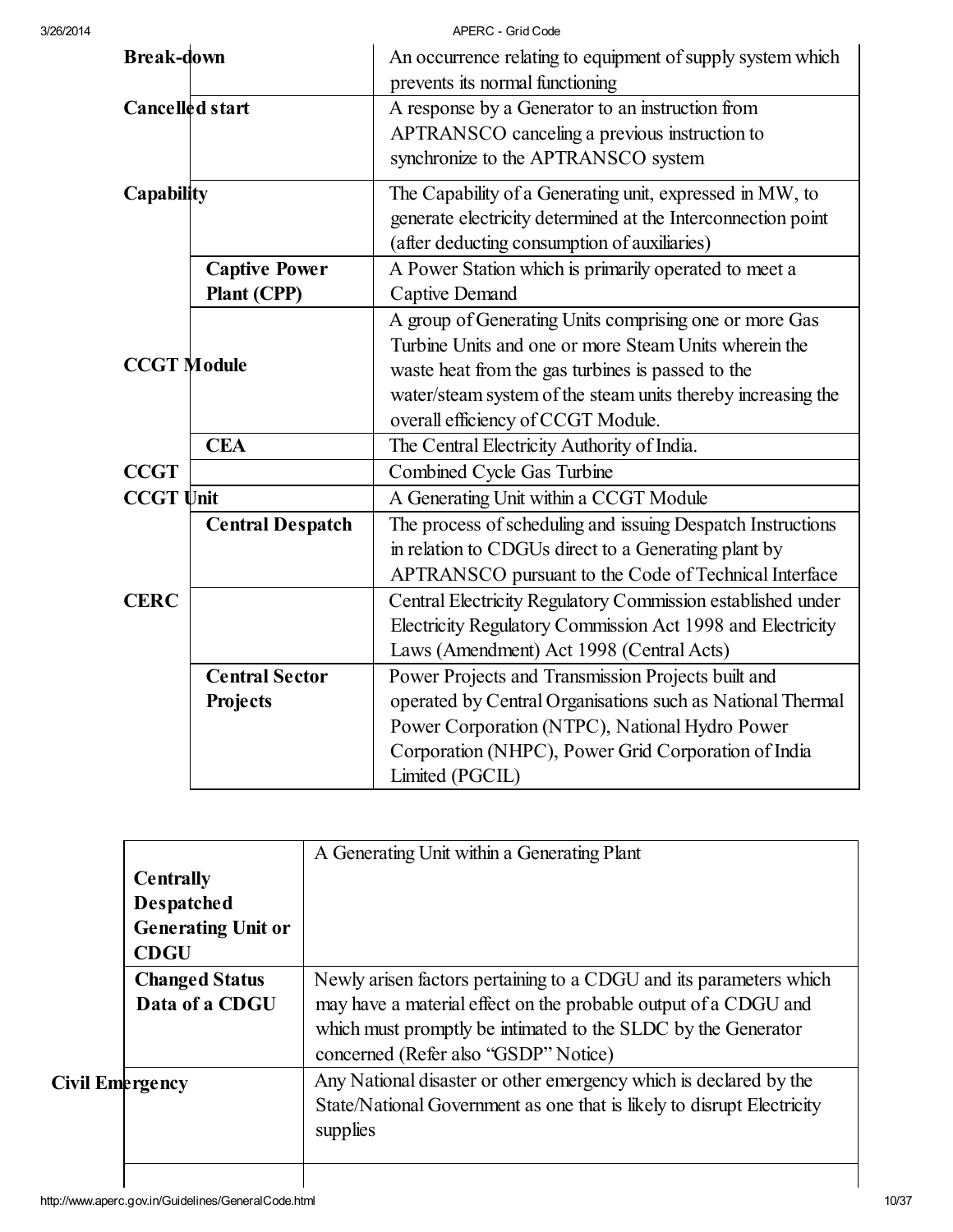| | |
|---|---|
| **Break-down** | An occurrence relating to equipment of supply system which prevents its normal functioning |
| **Cancelled start** | A response by a Generator to an instruction from APTRANSCO canceling a previous instruction to synchronize to the APTRANSCO system |
| **Capability** | The Capability of a Generating unit, expressed in MW, to generate electricity determined at the Interconnection point (after deducting consumption of auxiliaries) |
| **Captive Power Plant (CPP)** | A Power Station which is primarily operated to meet a Captive Demand |
| **CCGT Module** | A group of Generating Units comprising one or more Gas Turbine Units and one or more Steam Units wherein the waste heat from the gas turbines is passed to the water/steam system of the steam units thereby increasing the overall efficiency of CCGT Module. |
| **CEA** | The Central Electricity Authority of India. |
| **CCGT** | Combined Cycle Gas Turbine |
| **CCGT Unit** | A Generating Unit within a CCGT Module |
| **Central Despatch** | The process of scheduling and issuing Despatch Instructions in relation to CDGUs direct to a Generating plant by APTRANSCO pursuant to the Code of Technical Interface |
| **CERC** | Central Electricity Regulatory Commission established under Electricity Regulatory Commission Act 1998 and Electricity Laws (Amendment) Act 1998 (Central Acts) |
| **Central Sector Projects** | Power Projects and Transmission Projects built and operated by Central Organisations such as National Thermal Power Corporation (NTPC), National Hydro Power Corporation (NHPC), Power Grid Corporation of India Limited (PGCIL) |

| | |
|---|---|
| **Centrally Despatched Generating Unit or CDGU** | A Generating Unit within a Generating Plant |
| **Changed Status Data of a CDGU** | Newly arisen factors pertaining to a CDGU and its parameters which may have a material effect on the probable output of a CDGU and which must promptly be intimated to the SLDC by the Generator concerned (Refer also "GSDP" Notice) |
| **Civil Emergency** | Any National disaster or other emergency which is declared by the State/National Government as one that is likely to disrupt Electricity supplies |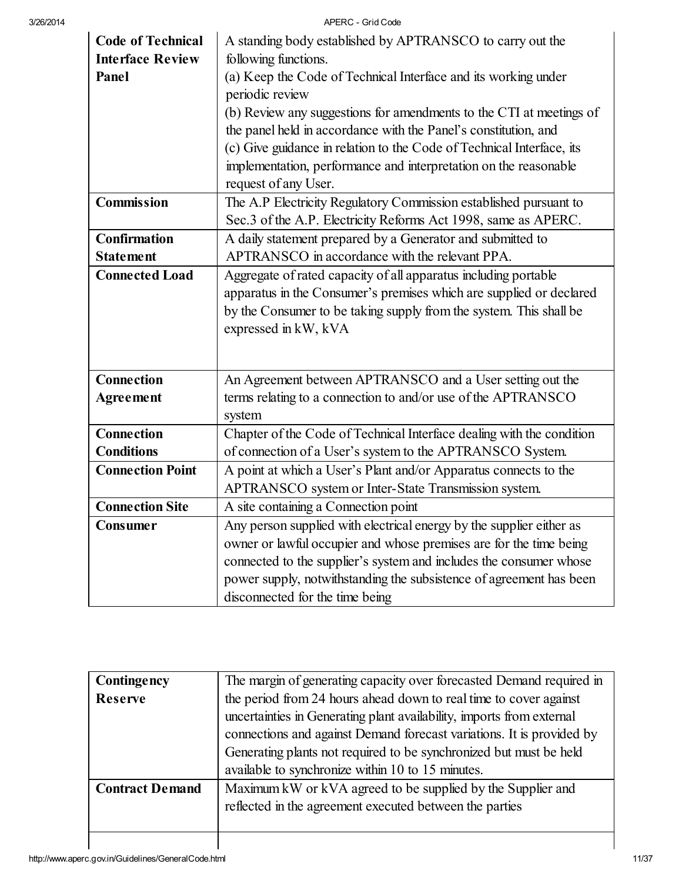| | |
|---|---|
| **Code of Technical Interface Review Panel** | A standing body established by APTRANSCO to carry out the following functions.<br>(a) Keep the Code of Technical Interface and its working under periodic review<br>(b) Review any suggestions for amendments to the CTI at meetings of the panel held in accordance with the Panel's constitution, and<br>(c) Give guidance in relation to the Code of Technical Interface, its implementation, performance and interpretation on the reasonable request of any User. |
| **Commission** | The A.P Electricity Regulatory Commission established pursuant to Sec.3 of the A.P. Electricity Reforms Act 1998, same as APERC. |
| **Confirmation Statement** | A daily statement prepared by a Generator and submitted to APTRANSCO in accordance with the relevant PPA. |
| **Connected Load** | Aggregate of rated capacity of all apparatus including portable apparatus in the Consumer's premises which are supplied or declared by the Consumer to be taking supply from the system. This shall be expressed in kW, kVA |
| **Connection Agreement** | An Agreement between APTRANSCO and a User setting out the terms relating to a connection to and/or use of the APTRANSCO system |
| **Connection Conditions** | Chapter of the Code of Technical Interface dealing with the condition of connection of a User's system to the APTRANSCO System. |
| **Connection Point** | A point at which a User's Plant and/or Apparatus connects to the APTRANSCO system or Inter-State Transmission system. |
| **Connection Site** | A site containing a Connection point |
| **Consumer** | Any person supplied with electrical energy by the supplier either as owner or lawful occupier and whose premises are for the time being connected to the supplier's system and includes the consumer whose power supply, notwithstanding the subsistence of agreement has been disconnected for the time being |

| | |
|---|---|
| **Contingency Reserve** | The margin of generating capacity over forecasted Demand required in the period from 24 hours ahead down to real time to cover against uncertainties in Generating plant availability, imports from external connections and against Demand forecast variations. It is provided by Generating plants not required to be synchronized but must be held available to synchronize within 10 to 15 minutes. |
| **Contract Demand** | Maximum kW or kVA agreed to be supplied by the Supplier and reflected in the agreement executed between the parties |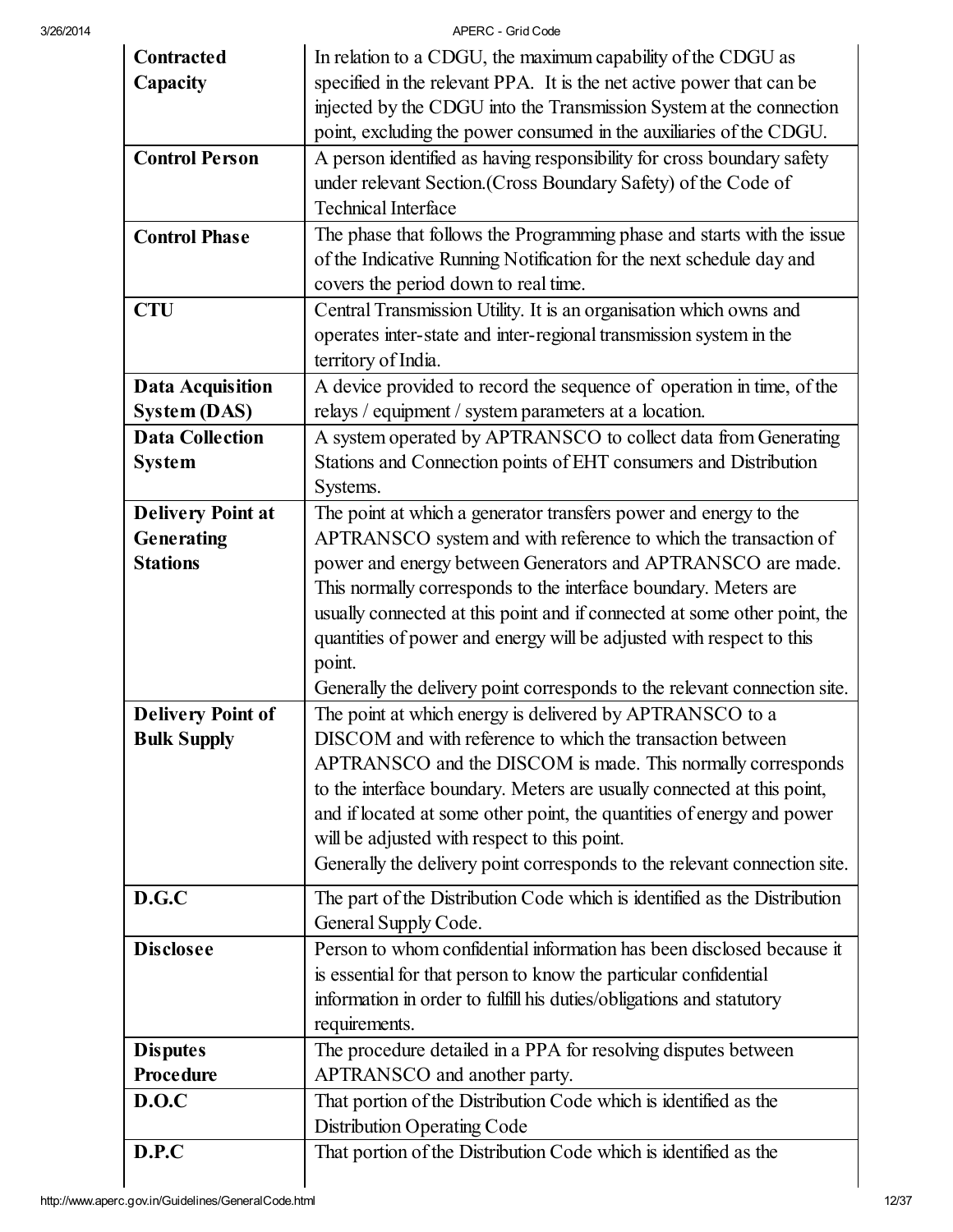| | |
|---|---|
| **Contracted Capacity** | In relation to a CDGU, the maximum capability of the CDGU as specified in the relevant PPA. It is the net active power that can be injected by the CDGU into the Transmission System at the connection point, excluding the power consumed in the auxiliaries of the CDGU. |
| **Control Person** | A person identified as having responsibility for cross boundary safety under relevant Section.(Cross Boundary Safety) of the Code of Technical Interface |
| **Control Phase** | The phase that follows the Programming phase and starts with the issue of the Indicative Running Notification for the next schedule day and covers the period down to real time. |
| **CTU** | Central Transmission Utility. It is an organisation which owns and operates inter-state and inter-regional transmission system in the territory of India. |
| **Data Acquisition System (DAS)** | A device provided to record the sequence of operation in time, of the relays / equipment / system parameters at a location. |
| **Data Collection System** | A system operated by APTRANSCO to collect data from Generating Stations and Connection points of EHT consumers and Distribution Systems. |
| **Delivery Point at Generating Stations** | The point at which a generator transfers power and energy to the APTRANSCO system and with reference to which the transaction of power and energy between Generators and APTRANSCO are made. This normally corresponds to the interface boundary. Meters are usually connected at this point and if connected at some other point, the quantities of power and energy will be adjusted with respect to this point.<br>Generally the delivery point corresponds to the relevant connection site. |
| **Delivery Point of Bulk Supply** | The point at which energy is delivered by APTRANSCO to a DISCOM and with reference to which the transaction between APTRANSCO and the DISCOM is made. This normally corresponds to the interface boundary. Meters are usually connected at this point, and if located at some other point, the quantities of energy and power will be adjusted with respect to this point.<br>Generally the delivery point corresponds to the relevant connection site. |
| **D.G.C** | The part of the Distribution Code which is identified as the Distribution General Supply Code. |
| **Disclosee** | Person to whom confidential information has been disclosed because it is essential for that person to know the particular confidential information in order to fulfill his duties/obligations and statutory requirements. |
| **Disputes Procedure** | The procedure detailed in a PPA for resolving disputes between APTRANSCO and another party. |
| **D.O.C** | That portion of the Distribution Code which is identified as the Distribution Operating Code |
| **D.P.C** | That portion of the Distribution Code which is identified as the |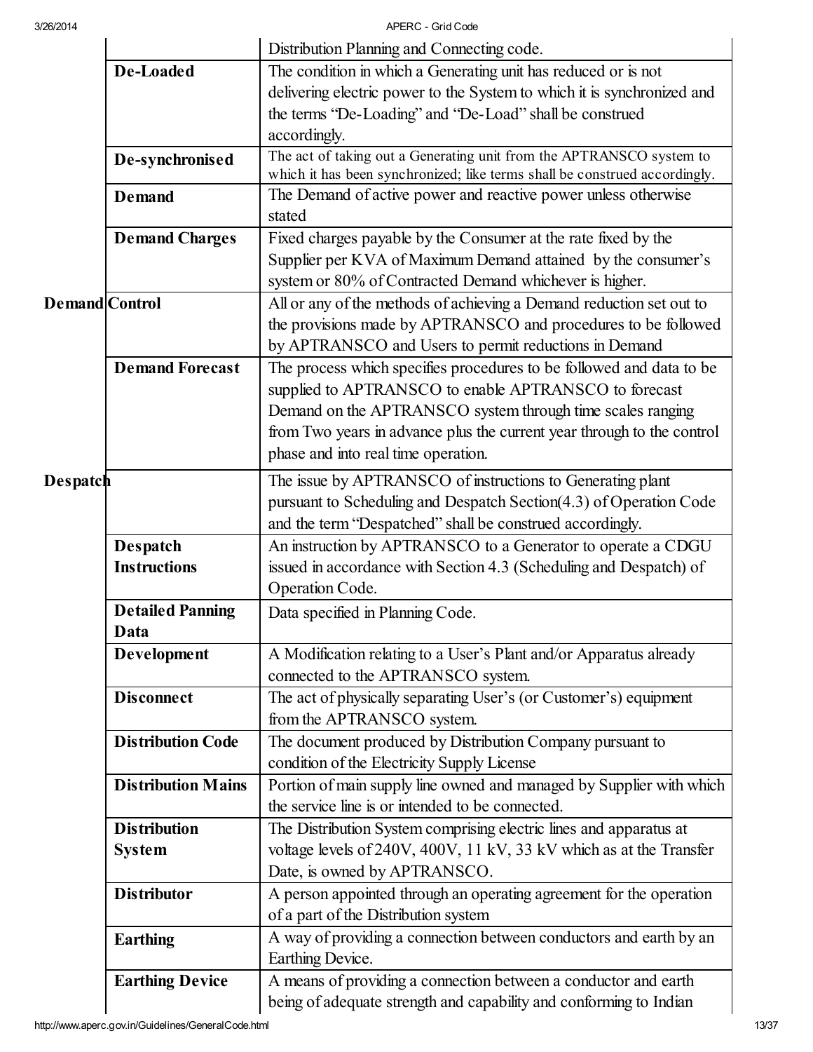| | |
|---|---|
| | Distribution Planning and Connecting code. |
| **De-Loaded** | The condition in which a Generating unit has reduced or is not delivering electric power to the System to which it is synchronized and the terms “De-Loading” and “De-Load” shall be construed accordingly. |
| **De-synchronised** | The act of taking out a Generating unit from the APTRANSCO system to which it has been synchronized; like terms shall be construed accordingly. |
| **Demand** | The Demand of active power and reactive power unless otherwise stated |
| **Demand Charges** | Fixed charges payable by the Consumer at the rate fixed by the Supplier per KVA of Maximum Demand attained by the consumer’s system or 80% of Contracted Demand whichever is higher. |
| **Demand Control** | All or any of the methods of achieving a Demand reduction set out to the provisions made by APTRANSCO and procedures to be followed by APTRANSCO and Users to permit reductions in Demand |
| **Demand Forecast** | The process which specifies procedures to be followed and data to be supplied to APTRANSCO to enable APTRANSCO to forecast Demand on the APTRANSCO system through time scales ranging from Two years in advance plus the current year through to the control phase and into real time operation. |
| **Despatch** | The issue by APTRANSCO of instructions to Generating plant pursuant to Scheduling and Despatch Section(4.3) of Operation Code and the term “Despatched” shall be construed accordingly. |
| **Despatch Instructions** | An instruction by APTRANSCO to a Generator to operate a CDGU issued in accordance with Section 4.3 (Scheduling and Despatch) of Operation Code. |
| **Detailed Panning Data** | Data specified in Planning Code. |
| **Development** | A Modification relating to a User’s Plant and/or Apparatus already connected to the APTRANSCO system. |
| **Disconnect** | The act of physically separating User’s (or Customer’s) equipment from the APTRANSCO system. |
| **Distribution Code** | The document produced by Distribution Company pursuant to condition of the Electricity Supply License |
| **Distribution Mains** | Portion of main supply line owned and managed by Supplier with which the service line is or intended to be connected. |
| **Distribution System** | The Distribution System comprising electric lines and apparatus at voltage levels of 240V, 400V, 11 kV, 33 kV which as at the Transfer Date, is owned by APTRANSCO. |
| **Distributor** | A person appointed through an operating agreement for the operation of a part of the Distribution system |
| **Earthing** | A way of providing a connection between conductors and earth by an Earthing Device. |
| **Earthing Device** | A means of providing a connection between a conductor and earth being of adequate strength and capability and conforming to Indian |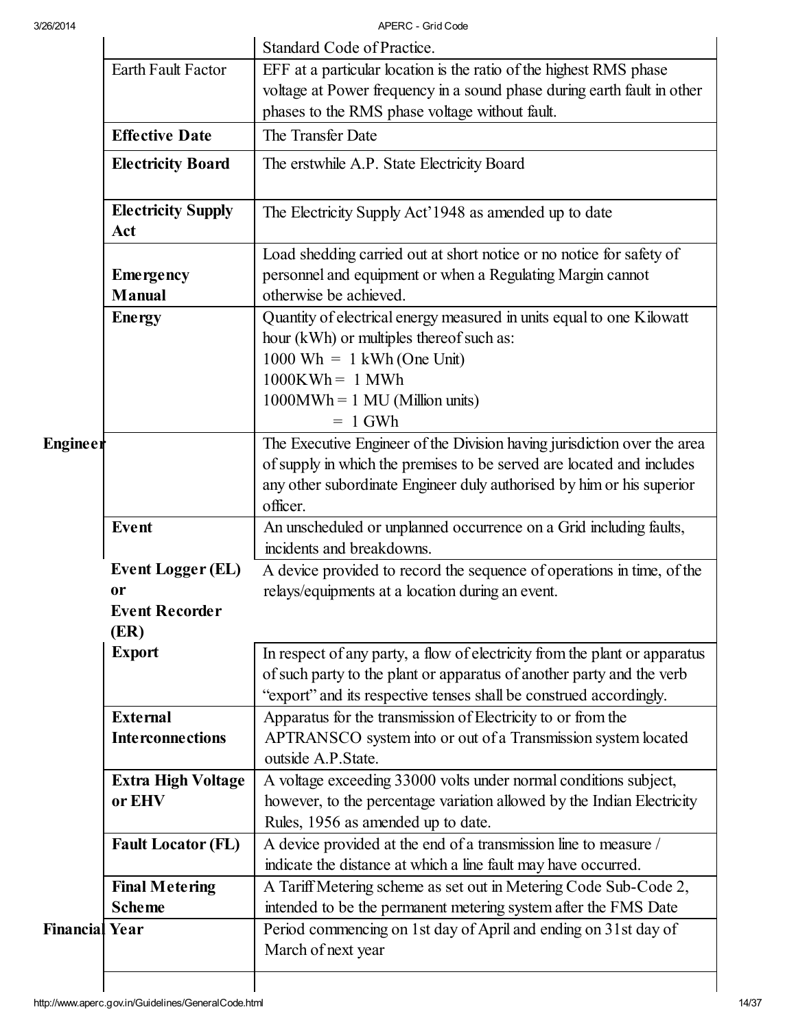| | |
|---|---|
| | Standard Code of Practice. |
| Earth Fault Factor | EFF at a particular location is the ratio of the highest RMS phase voltage at Power frequency in a sound phase during earth fault in other phases to the RMS phase voltage without fault. |
| **Effective Date** | The Transfer Date |
| **Electricity Board** | The erstwhile A.P. State Electricity Board |
| **Electricity Supply Act** | The Electricity Supply Act'1948 as amended up to date |
| **Emergency Manual** | Load shedding carried out at short notice or no notice for safety of personnel and equipment or when a Regulating Margin cannot otherwise be achieved. |
| **Energy** | Quantity of electrical energy measured in units equal to one Kilowatt hour (kWh) or multiples thereof such as:<br>1000 Wh = 1 kWh (One Unit)<br>1000KWh = 1 MWh<br>1000MWh = 1 MU (Million units)<br>= 1 GWh |
| **Engineer** | The Executive Engineer of the Division having jurisdiction over the area of supply in which the premises to be served are located and includes any other subordinate Engineer duly authorised by him or his superior officer. |
| **Event** | An unscheduled or unplanned occurrence on a Grid including faults, incidents and breakdowns. |
| **Event Logger (EL) or Event Recorder (ER)** | A device provided to record the sequence of operations in time, of the relays/equipments at a location during an event. |
| **Export** | In respect of any party, a flow of electricity from the plant or apparatus of such party to the plant or apparatus of another party and the verb "export" and its respective tenses shall be construed accordingly. |
| **External Interconnections** | Apparatus for the transmission of Electricity to or from the APTRANSCO system into or out of a Transmission system located outside A.P.State. |
| **Extra High Voltage or EHV** | A voltage exceeding 33000 volts under normal conditions subject, however, to the percentage variation allowed by the Indian Electricity Rules, 1956 as amended up to date. |
| **Fault Locator (FL)** | A device provided at the end of a transmission line to measure / indicate the distance at which a line fault may have occurred. |
| **Final Metering Scheme** | A Tariff Metering scheme as set out in Metering Code Sub-Code 2, intended to be the permanent metering system after the FMS Date |
| **Financial Year** | Period commencing on 1st day of April and ending on 31st day of March of next year |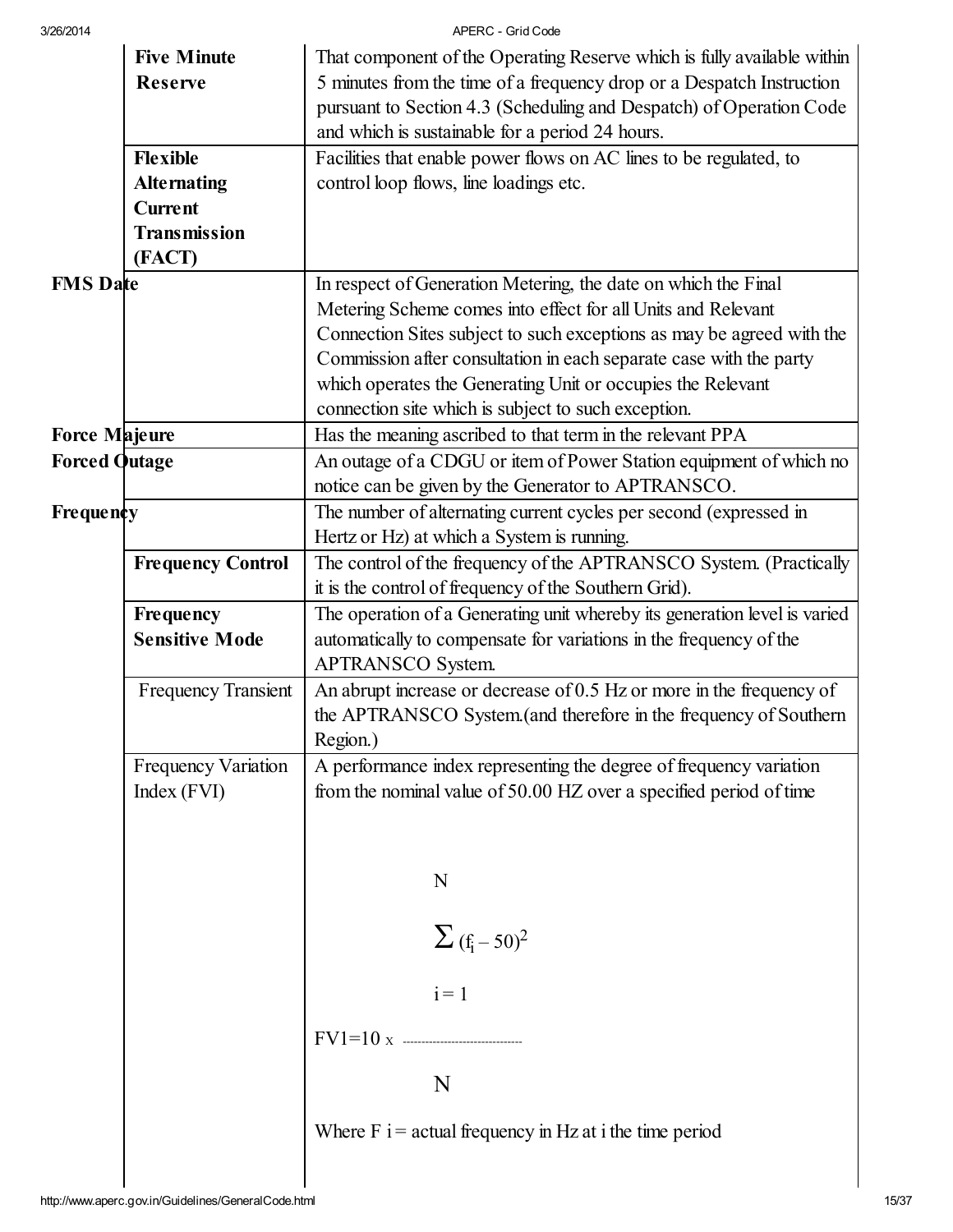| | |
|---|---|
| **Five Minute Reserve** | That component of the Operating Reserve which is fully available within 5 minutes from the time of a frequency drop or a Despatch Instruction pursuant to Section 4.3 (Scheduling and Despatch) of Operation Code and which is sustainable for a period 24 hours. |
| **Flexible Alternating Current Transmission (FACT)** | Facilities that enable power flows on AC lines to be regulated, to control loop flows, line loadings etc. |
| **FMS Date** | In respect of Generation Metering, the date on which the Final Metering Scheme comes into effect for all Units and Relevant Connection Sites subject to such exceptions as may be agreed with the Commission after consultation in each separate case with the party which operates the Generating Unit or occupies the Relevant connection site which is subject to such exception. |
| **Force Majeure** | Has the meaning ascribed to that term in the relevant PPA |
| **Forced Outage** | An outage of a CDGU or item of Power Station equipment of which no notice can be given by the Generator to APTRANSCO. |
| **Frequency** | The number of alternating current cycles per second (expressed in Hertz or Hz) at which a System is running. |
| **Frequency Control** | The control of the frequency of the APTRANSCO System. (Practically it is the control of frequency of the Southern Grid). |
| **Frequency Sensitive Mode** | The operation of a Generating unit whereby its generation level is varied automatically to compensate for variations in the frequency of the APTRANSCO System. |
| Frequency Transient | An abrupt increase or decrease of 0.5 Hz or more in the frequency of the APTRANSCO System.(and therefore in the frequency of Southern Region.) |
| Frequency Variation Index (FVI) | A performance index representing the degree of frequency variation from the nominal value of 50.00 HZ over a specified period of time $$FV1 = 10 \times \frac{\sum_{i=1}^{N} (f_i - 50)^2}{N}$$ Where F i = actual frequency in Hz at i the time period |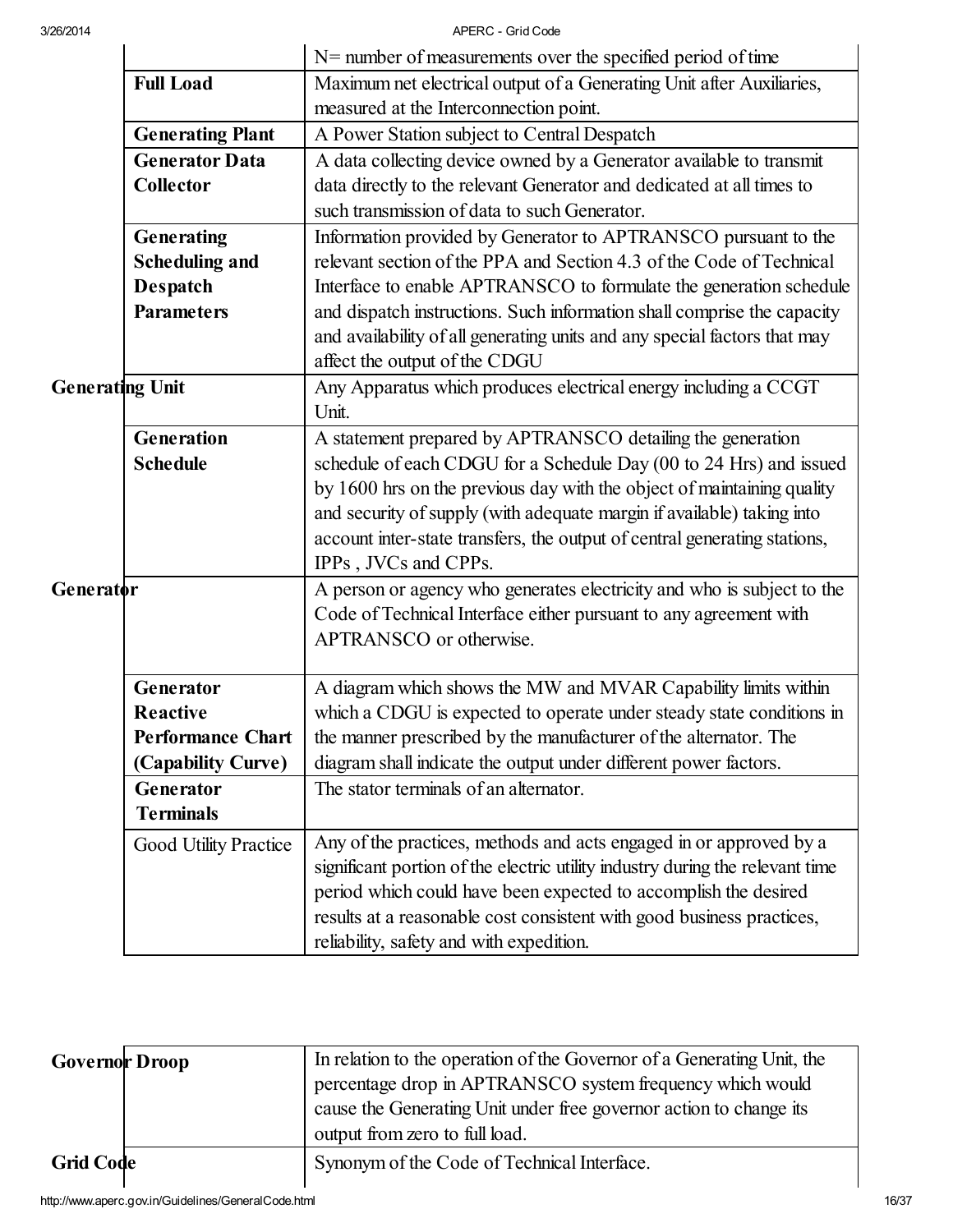| | |
|---|---|
| | N= number of measurements over the specified period of time |
| **Full Load** | Maximum net electrical output of a Generating Unit after Auxiliaries, measured at the Interconnection point. |
| **Generating Plant** | A Power Station subject to Central Despatch |
| **Generator Data Collector** | A data collecting device owned by a Generator available to transmit data directly to the relevant Generator and dedicated at all times to such transmission of data to such Generator. |
| **Generating Scheduling and Despatch Parameters** | Information provided by Generator to APTRANSCO pursuant to the relevant section of the PPA and Section 4.3 of the Code of Technical Interface to enable APTRANSCO to formulate the generation schedule and dispatch instructions. Such information shall comprise the capacity and availability of all generating units and any special factors that may affect the output of the CDGU |
| **Generating Unit** | Any Apparatus which produces electrical energy including a CCGT Unit. |
| **Generation Schedule** | A statement prepared by APTRANSCO detailing the generation schedule of each CDGU for a Schedule Day (00 to 24 Hrs) and issued by 1600 hrs on the previous day with the object of maintaining quality and security of supply (with adequate margin if available) taking into account inter-state transfers, the output of central generating stations, IPPs , JVCs and CPPs. |
| **Generator** | A person or agency who generates electricity and who is subject to the Code of Technical Interface either pursuant to any agreement with APTRANSCO or otherwise. |
| **Generator Reactive Performance Chart (Capability Curve)** | A diagram which shows the MW and MVAR Capability limits within which a CDGU is expected to operate under steady state conditions in the manner prescribed by the manufacturer of the alternator. The diagram shall indicate the output under different power factors. |
| **Generator Terminals** | The stator terminals of an alternator. |
| Good Utility Practice | Any of the practices, methods and acts engaged in or approved by a significant portion of the electric utility industry during the relevant time period which could have been expected to accomplish the desired results at a reasonable cost consistent with good business practices, reliability, safety and with expedition. |

| | |
|---|---|
| **Governor Droop** | In relation to the operation of the Governor of a Generating Unit, the percentage drop in APTRANSCO system frequency which would cause the Generating Unit under free governor action to change its output from zero to full load. |
| **Grid Code** | Synonym of the Code of Technical Interface. |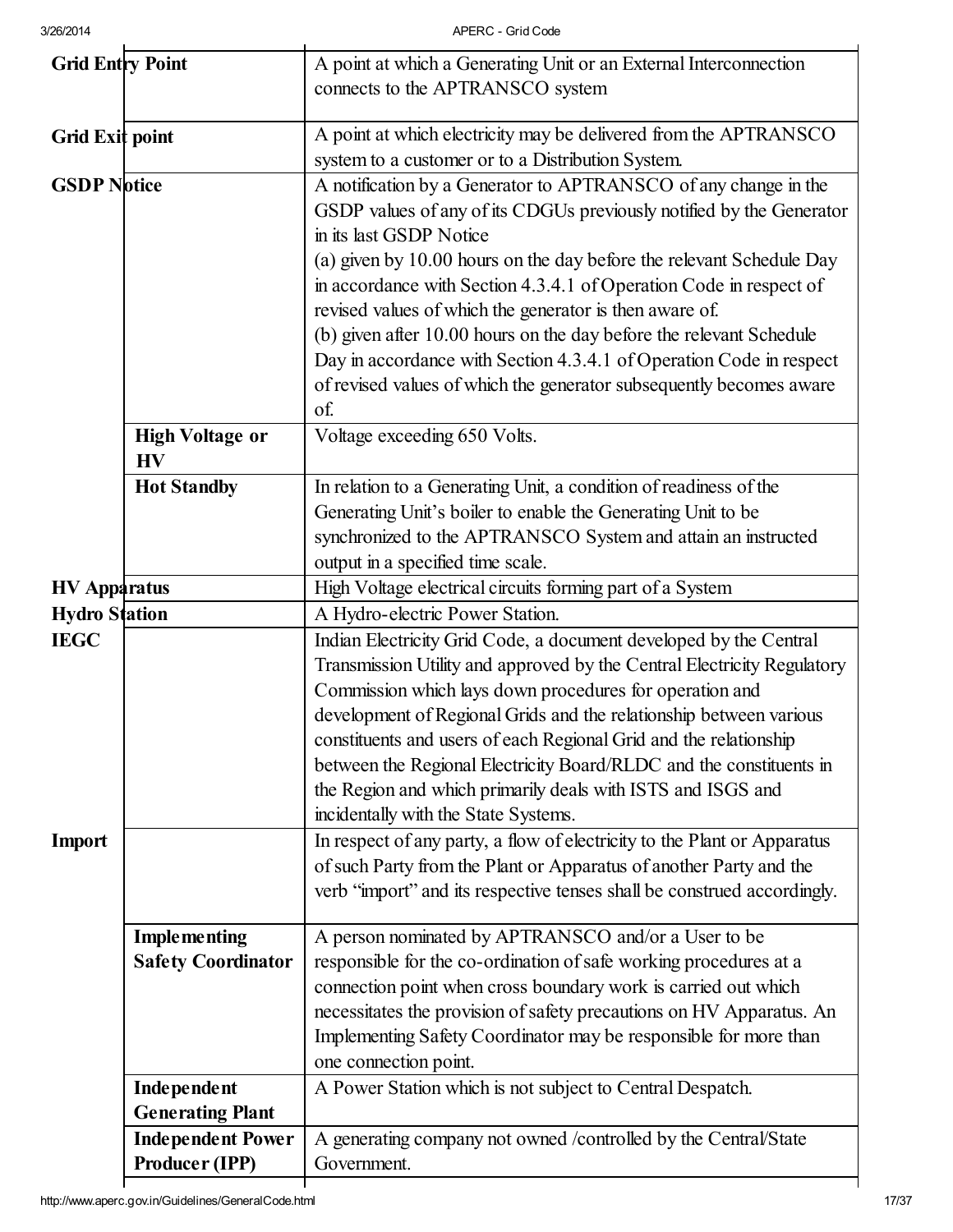| | |
|---|---|
| **Grid Entry Point** | A point at which a Generating Unit or an External Interconnection connects to the APTRANSCO system |
| **Grid Exit point** | A point at which electricity may be delivered from the APTRANSCO system to a customer or to a Distribution System. |
| **GSDP Notice** | A notification by a Generator to APTRANSCO of any change in the GSDP values of any of its CDGUs previously notified by the Generator in its last GSDP Notice<br>(a) given by 10.00 hours on the day before the relevant Schedule Day in accordance with Section 4.3.4.1 of Operation Code in respect of revised values of which the generator is then aware of.<br>(b) given after 10.00 hours on the day before the relevant Schedule Day in accordance with Section 4.3.4.1 of Operation Code in respect of revised values of which the generator subsequently becomes aware of. |
| **High Voltage or HV** | Voltage exceeding 650 Volts. |
| **Hot Standby** | In relation to a Generating Unit, a condition of readiness of the Generating Unit's boiler to enable the Generating Unit to be synchronized to the APTRANSCO System and attain an instructed output in a specified time scale. |
| **HV Apparatus** | High Voltage electrical circuits forming part of a System |
| **Hydro Station** | A Hydro-electric Power Station. |
| **IEGC** | Indian Electricity Grid Code, a document developed by the Central Transmission Utility and approved by the Central Electricity Regulatory Commission which lays down procedures for operation and development of Regional Grids and the relationship between various constituents and users of each Regional Grid and the relationship between the Regional Electricity Board/RLDC and the constituents in the Region and which primarily deals with ISTS and ISGS and incidentally with the State Systems. |
| **Import** | In respect of any party, a flow of electricity to the Plant or Apparatus of such Party from the Plant or Apparatus of another Party and the verb "import" and its respective tenses shall be construed accordingly. |
| **Implementing Safety Coordinator** | A person nominated by APTRANSCO and/or a User to be responsible for the co-ordination of safe working procedures at a connection point when cross boundary work is carried out which necessitates the provision of safety precautions on HV Apparatus. An Implementing Safety Coordinator may be responsible for more than one connection point. |
| **Independent Generating Plant** | A Power Station which is not subject to Central Despatch. |
| **Independent Power Producer (IPP)** | A generating company not owned /controlled by the Central/State Government. |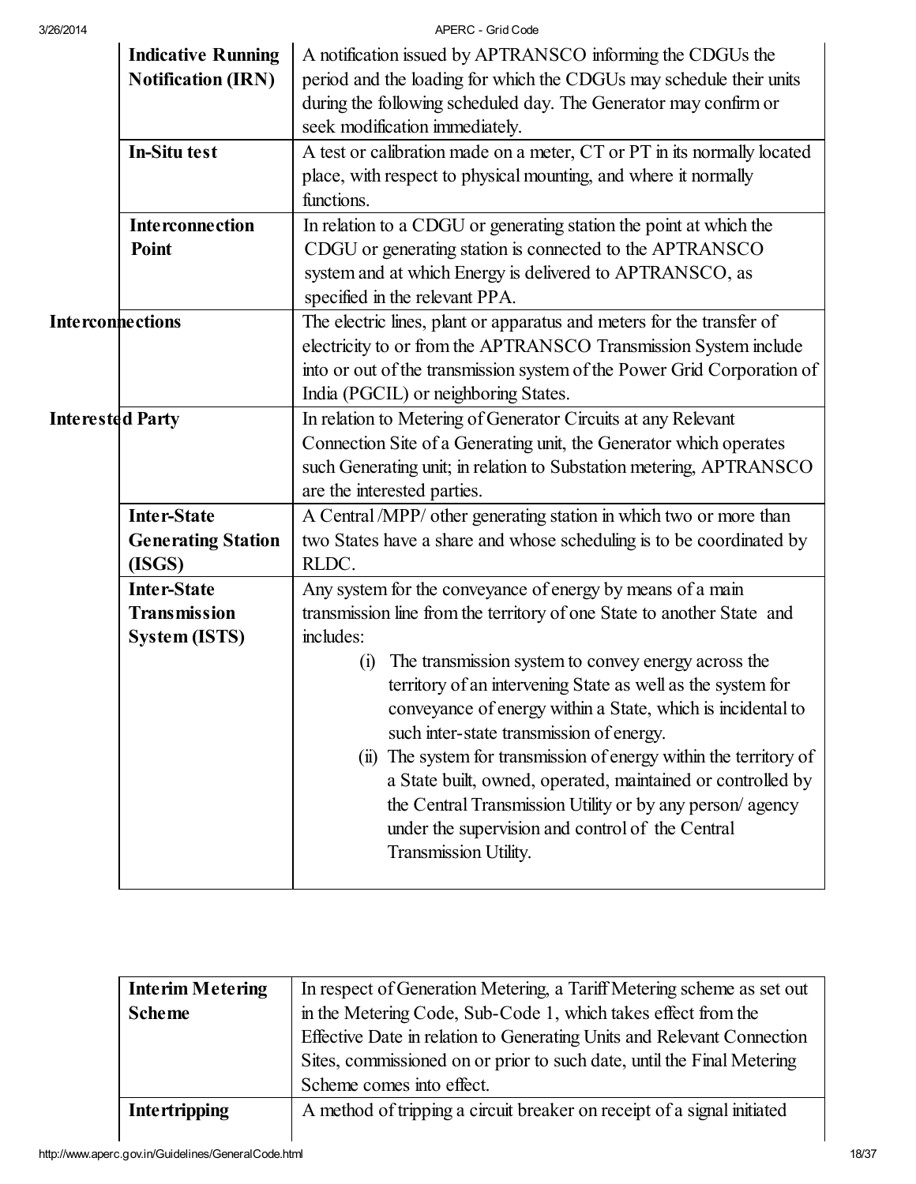| | |
|---|---|
| **Indicative Running Notification (IRN)** | A notification issued by APTRANSCO informing the CDGUs the period and the loading for which the CDGUs may schedule their units during the following scheduled day. The Generator may confirm or seek modification immediately. |
| **In-Situ test** | A test or calibration made on a meter, CT or PT in its normally located place, with respect to physical mounting, and where it normally functions. |
| **Interconnection Point** | In relation to a CDGU or generating station the point at which the CDGU or generating station is connected to the APTRANSCO system and at which Energy is delivered to APTRANSCO, as specified in the relevant PPA. |
| **Interconnections** | The electric lines, plant or apparatus and meters for the transfer of electricity to or from the APTRANSCO Transmission System include into or out of the transmission system of the Power Grid Corporation of India (PGCIL) or neighboring States. |
| **Interested Party** | In relation to Metering of Generator Circuits at any Relevant Connection Site of a Generating unit, the Generator which operates such Generating unit; in relation to Substation metering, APTRANSCO are the interested parties. |
| **Inter-State Generating Station (ISGS)** | A Central /MPP/ other generating station in which two or more than two States have a share and whose scheduling is to be coordinated by RLDC. |
| **Inter-State Transmission System (ISTS)** | Any system for the conveyance of energy by means of a main transmission line from the territory of one State to another State and includes:<br>(i) The transmission system to convey energy across the territory of an intervening State as well as the system for conveyance of energy within a State, which is incidental to such inter-state transmission of energy.<br>(ii) The system for transmission of energy within the territory of a State built, owned, operated, maintained or controlled by the Central Transmission Utility or by any person/ agency under the supervision and control of the Central Transmission Utility. |

| | |
|---|---|
| **Interim Metering Scheme** | In respect of Generation Metering, a Tariff Metering scheme as set out in the Metering Code, Sub-Code 1, which takes effect from the Effective Date in relation to Generating Units and Relevant Connection Sites, commissioned on or prior to such date, until the Final Metering Scheme comes into effect. |
| **Intertripping** | A method of tripping a circuit breaker on receipt of a signal initiated |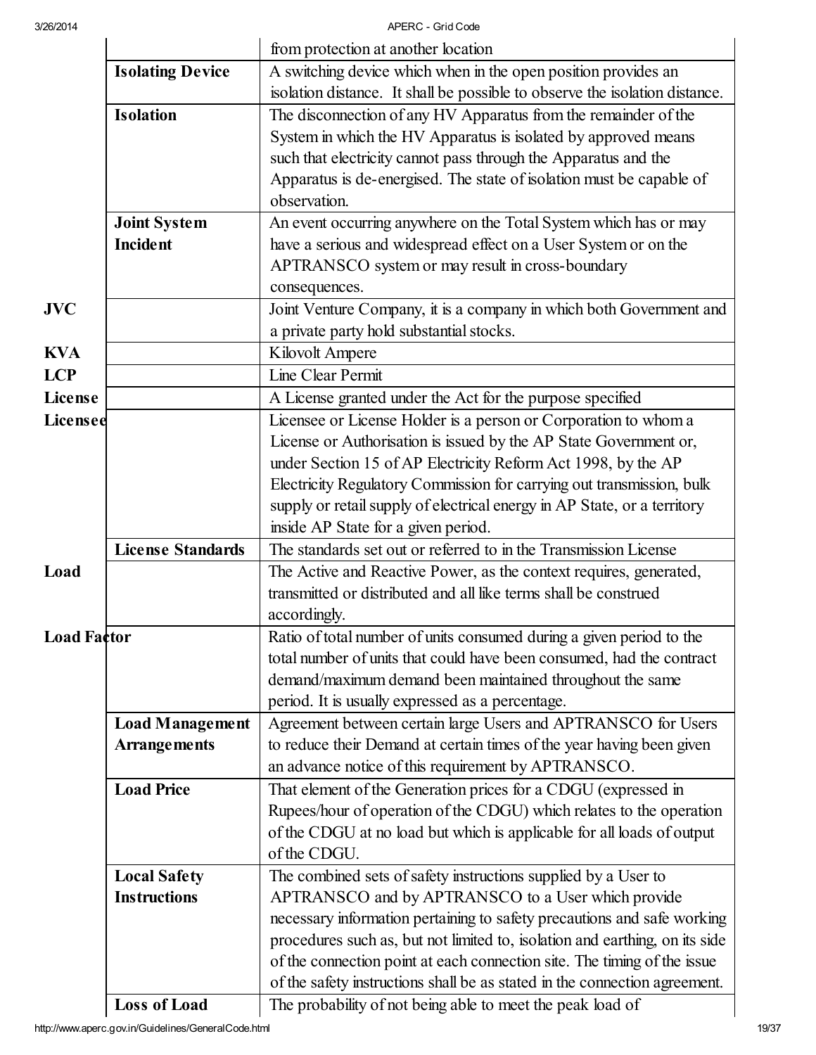| | | |
|---|---|---|
| | | from protection at another location |
| | **Isolating Device** | A switching device which when in the open position provides an isolation distance. It shall be possible to observe the isolation distance. |
| | **Isolation** | The disconnection of any HV Apparatus from the remainder of the System in which the HV Apparatus is isolated by approved means such that electricity cannot pass through the Apparatus and the Apparatus is de-energised. The state of isolation must be capable of observation. |
| | **Joint System Incident** | An event occurring anywhere on the Total System which has or may have a serious and widespread effect on a User System or on the APTRANSCO system or may result in cross-boundary consequences. |
| **JVC** | | Joint Venture Company, it is a company in which both Government and a private party hold substantial stocks. |
| **KVA** | | Kilovolt Ampere |
| **LCP** | | Line Clear Permit |
| **License** | | A License granted under the Act for the purpose specified |
| **Licensee** | | Licensee or License Holder is a person or Corporation to whom a License or Authorisation is issued by the AP State Government or, under Section 15 of AP Electricity Reform Act 1998, by the AP Electricity Regulatory Commission for carrying out transmission, bulk supply or retail supply of electrical energy in AP State, or a territory inside AP State for a given period. |
| | **License Standards** | The standards set out or referred to in the Transmission License |
| **Load** | | The Active and Reactive Power, as the context requires, generated, transmitted or distributed and all like terms shall be construed accordingly. |
| **Load Factor** | | Ratio of total number of units consumed during a given period to the total number of units that could have been consumed, had the contract demand/maximum demand been maintained throughout the same period. It is usually expressed as a percentage. |
| | **Load Management Arrangements** | Agreement between certain large Users and APTRANSCO for Users to reduce their Demand at certain times of the year having been given an advance notice of this requirement by APTRANSCO. |
| | **Load Price** | That element of the Generation prices for a CDGU (expressed in Rupees/hour of operation of the CDGU) which relates to the operation of the CDGU at no load but which is applicable for all loads of output of the CDGU. |
| | **Local Safety Instructions** | The combined sets of safety instructions supplied by a User to APTRANSCO and by APTRANSCO to a User which provide necessary information pertaining to safety precautions and safe working procedures such as, but not limited to, isolation and earthing, on its side of the connection point at each connection site. The timing of the issue of the safety instructions shall be as stated in the connection agreement. |
| | **Loss of Load** | The probability of not being able to meet the peak load of |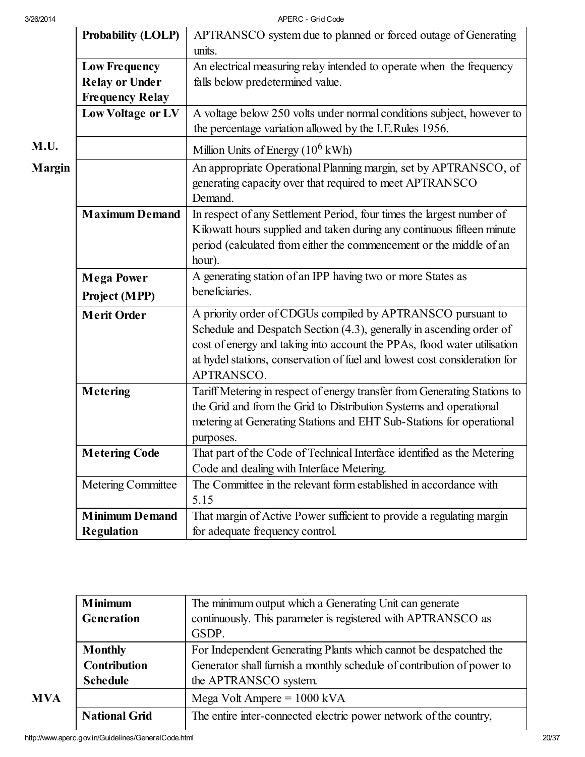| | |
|---|---|
| **Probability (LOLP)** | APTRANSCO system due to planned or forced outage of Generating units. |
| **Low Frequency Relay or Under Frequency Relay** | An electrical measuring relay intended to operate when the frequency falls below predetermined value. |
| **Low Voltage or LV** | A voltage below 250 volts under normal conditions subject, however to the percentage variation allowed by the I.E.Rules 1956. |
| **M.U.** | Million Units of Energy ($10^6$ kWh) |
| **Margin** | An appropriate Operational Planning margin, set by APTRANSCO, of generating capacity over that required to meet APTRANSCO Demand. |
| **Maximum Demand** | In respect of any Settlement Period, four times the largest number of Kilowatt hours supplied and taken during any continuous fifteen minute period (calculated from either the commencement or the middle of an hour). |
| **Mega Power Project (MPP)** | A generating station of an IPP having two or more States as beneficiaries. |
| **Merit Order** | A priority order of CDGUs compiled by APTRANSCO pursuant to Schedule and Despatch Section (4.3), generally in ascending order of cost of energy and taking into account the PPAs, flood water utilisation at hydel stations, conservation of fuel and lowest cost consideration for APTRANSCO. |
| **Metering** | Tariff Metering in respect of energy transfer from Generating Stations to the Grid and from the Grid to Distribution Systems and operational metering at Generating Stations and EHT Sub-Stations for operational purposes. |
| **Metering Code** | That part of the Code of Technical Interface identified as the Metering Code and dealing with Interface Metering. |
| Metering Committee | The Committee in the relevant form established in accordance with 5.15 |
| **Minimum Demand Regulation** | That margin of Active Power sufficient to provide a regulating margin for adequate frequency control. |

| | |
|---|---|
| **Minimum Generation** | The minimum output which a Generating Unit can generate continuously. This parameter is registered with APTRANSCO as GSDP. |
| **Monthly Contribution Schedule** | For Independent Generating Plants which cannot be despatched the Generator shall furnish a monthly schedule of contribution of power to the APTRANSCO system. |
| **MVA** | Mega Volt Ampere = 1000 kVA |
| **National Grid** | The entire inter-connected electric power network of the country, |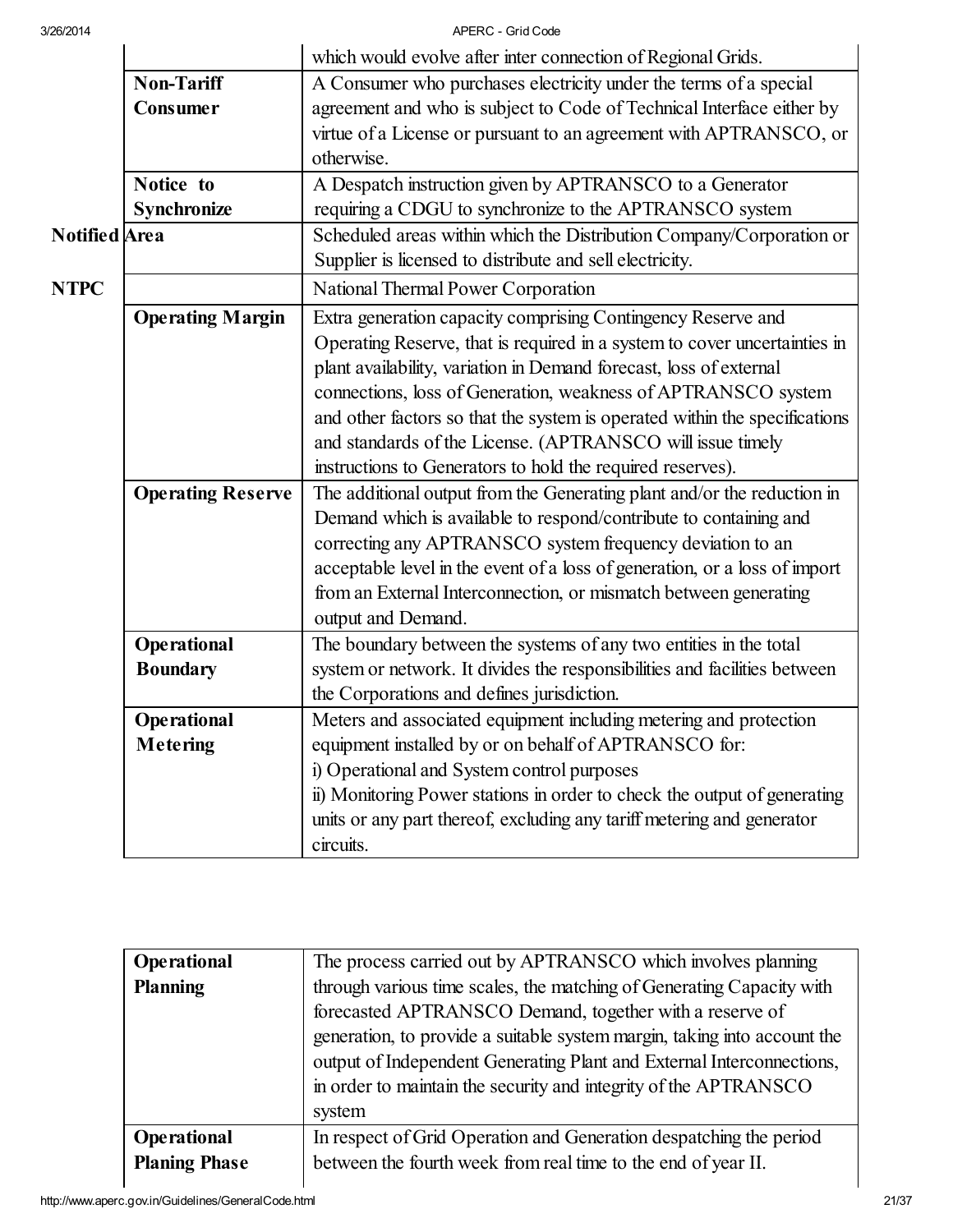| | |
|---|---|
| | which would evolve after inter connection of Regional Grids. |
| **Non-Tariff Consumer** | A Consumer who purchases electricity under the terms of a special agreement and who is subject to Code of Technical Interface either by virtue of a License or pursuant to an agreement with APTRANSCO, or otherwise. |
| **Notice to Synchronize** | A Despatch instruction given by APTRANSCO to a Generator requiring a CDGU to synchronize to the APTRANSCO system |
| **Notified Area** | Scheduled areas within which the Distribution Company/Corporation or Supplier is licensed to distribute and sell electricity. |
| **NTPC** | National Thermal Power Corporation |
| **Operating Margin** | Extra generation capacity comprising Contingency Reserve and Operating Reserve, that is required in a system to cover uncertainties in plant availability, variation in Demand forecast, loss of external connections, loss of Generation, weakness of APTRANSCO system and other factors so that the system is operated within the specifications and standards of the License. (APTRANSCO will issue timely instructions to Generators to hold the required reserves). |
| **Operating Reserve** | The additional output from the Generating plant and/or the reduction in Demand which is available to respond/contribute to containing and correcting any APTRANSCO system frequency deviation to an acceptable level in the event of a loss of generation, or a loss of import from an External Interconnection, or mismatch between generating output and Demand. |
| **Operational Boundary** | The boundary between the systems of any two entities in the total system or network. It divides the responsibilities and facilities between the Corporations and defines jurisdiction. |
| **Operational Metering** | Meters and associated equipment including metering and protection equipment installed by or on behalf of APTRANSCO for:<br>i) Operational and System control purposes<br>ii) Monitoring Power stations in order to check the output of generating units or any part thereof, excluding any tariff metering and generator circuits. |
| **Operational Planning** | The process carried out by APTRANSCO which involves planning through various time scales, the matching of Generating Capacity with forecasted APTRANSCO Demand, together with a reserve of generation, to provide a suitable system margin, taking into account the output of Independent Generating Plant and External Interconnections, in order to maintain the security and integrity of the APTRANSCO system |
| **Operational Planing Phase** | In respect of Grid Operation and Generation despatching the period between the fourth week from real time to the end of year II. |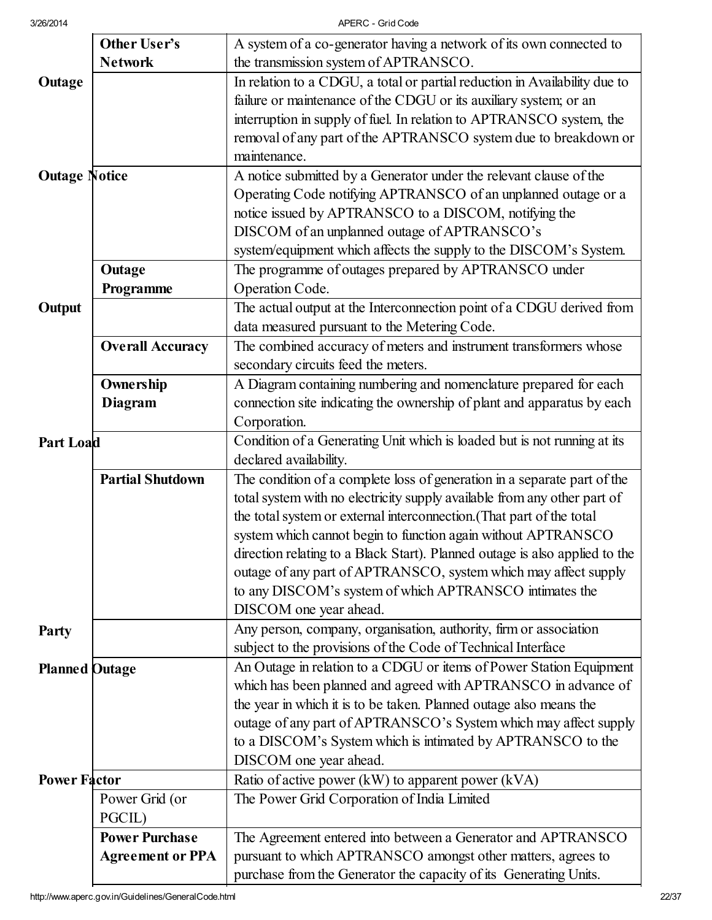| | | |
|---|---|---|
| | **Other User's Network** | A system of a co-generator having a network of its own connected to the transmission system of APTRANSCO. |
| **Outage** | | In relation to a CDGU, a total or partial reduction in Availability due to failure or maintenance of the CDGU or its auxiliary system; or an interruption in supply of fuel. In relation to APTRANSCO system, the removal of any part of the APTRANSCO system due to breakdown or maintenance. |
| **Outage Notice** | | A notice submitted by a Generator under the relevant clause of the Operating Code notifying APTRANSCO of an unplanned outage or a notice issued by APTRANSCO to a DISCOM, notifying the DISCOM of an unplanned outage of APTRANSCO's system/equipment which affects the supply to the DISCOM's System. |
| | **Outage Programme** | The programme of outages prepared by APTRANSCO under Operation Code. |
| **Output** | | The actual output at the Interconnection point of a CDGU derived from data measured pursuant to the Metering Code. |
| | **Overall Accuracy** | The combined accuracy of meters and instrument transformers whose secondary circuits feed the meters. |
| | **Ownership Diagram** | A Diagram containing numbering and nomenclature prepared for each connection site indicating the ownership of plant and apparatus by each Corporation. |
| **Part Load** | | Condition of a Generating Unit which is loaded but is not running at its declared availability. |
| | **Partial Shutdown** | The condition of a complete loss of generation in a separate part of the total system with no electricity supply available from any other part of the total system or external interconnection.(That part of the total system which cannot begin to function again without APTRANSCO direction relating to a Black Start). Planned outage is also applied to the outage of any part of APTRANSCO, system which may affect supply to any DISCOM's system of which APTRANSCO intimates the DISCOM one year ahead. |
| **Party** | | Any person, company, organisation, authority, firm or association subject to the provisions of the Code of Technical Interface |
| **Planned Outage** | | An Outage in relation to a CDGU or items of Power Station Equipment which has been planned and agreed with APTRANSCO in advance of the year in which it is to be taken. Planned outage also means the outage of any part of APTRANSCO's System which may affect supply to a DISCOM's System which is intimated by APTRANSCO to the DISCOM one year ahead. |
| **Power Factor** | | Ratio of active power (kW) to apparent power (kVA) |
| | Power Grid (or PGCIL) | The Power Grid Corporation of India Limited |
| | **Power Purchase Agreement or PPA** | The Agreement entered into between a Generator and APTRANSCO pursuant to which APTRANSCO amongst other matters, agrees to purchase from the Generator the capacity of its Generating Units. |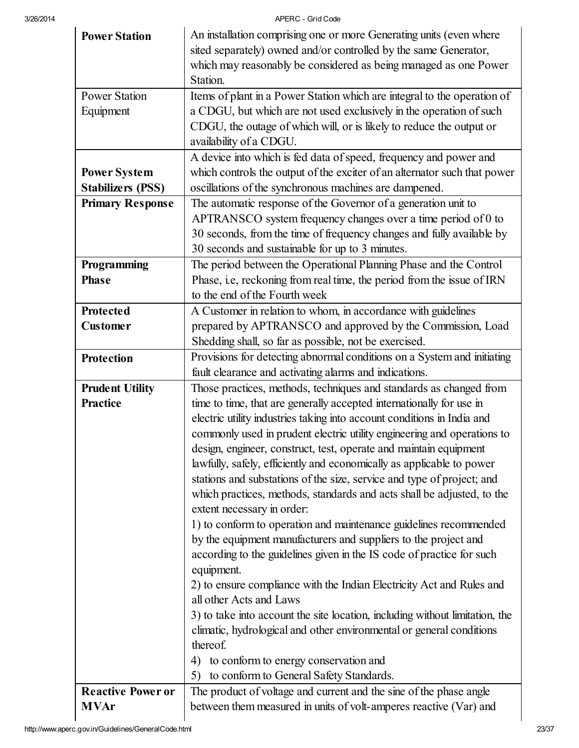| | |
|---|---|
| **Power Station** | An installation comprising one or more Generating units (even where sited separately) owned and/or controlled by the same Generator, which may reasonably be considered as being managed as one Power Station. |
| Power Station Equipment | Items of plant in a Power Station which are integral to the operation of a CDGU, but which are not used exclusively in the operation of such CDGU, the outage of which will, or is likely to reduce the output or availability of a CDGU. |
| **Power System Stabilizers (PSS)** | A device into which is fed data of speed, frequency and power and which controls the output of the exciter of an alternator such that power oscillations of the synchronous machines are dampened. |
| **Primary Response** | The automatic response of the Governor of a generation unit to APTRANSCO system frequency changes over a time period of 0 to 30 seconds, from the time of frequency changes and fully available by 30 seconds and sustainable for up to 3 minutes. |
| **Programming Phase** | The period between the Operational Planning Phase and the Control Phase, i.e, reckoning from real time, the period from the issue of IRN to the end of the Fourth week |
| **Protected Customer** | A Customer in relation to whom, in accordance with guidelines prepared by APTRANSCO and approved by the Commission, Load Shedding shall, so far as possible, not be exercised. |
| **Protection** | Provisions for detecting abnormal conditions on a System and initiating fault clearance and activating alarms and indications. |
| **Prudent Utility Practice** | Those practices, methods, techniques and standards as changed from time to time, that are generally accepted internationally for use in electric utility industries taking into account conditions in India and commonly used in prudent electric utility engineering and operations to design, engineer, construct, test, operate and maintain equipment lawfully, safely, efficiently and economically as applicable to power stations and substations of the size, service and type of project; and which practices, methods, standards and acts shall be adjusted, to the extent necessary in order:<br>1) to conform to operation and maintenance guidelines recommended by the equipment manufacturers and suppliers to the project and according to the guidelines given in the IS code of practice for such equipment.<br>2) to ensure compliance with the Indian Electricity Act and Rules and all other Acts and Laws<br>3) to take into account the site location, including without limitation, the climatic, hydrological and other environmental or general conditions thereof.<br>4) to conform to energy conservation and<br>5) to conform to General Safety Standards. |
| **Reactive Power or MVAr** | The product of voltage and current and the sine of the phase angle between them measured in units of volt-amperes reactive (Var) and |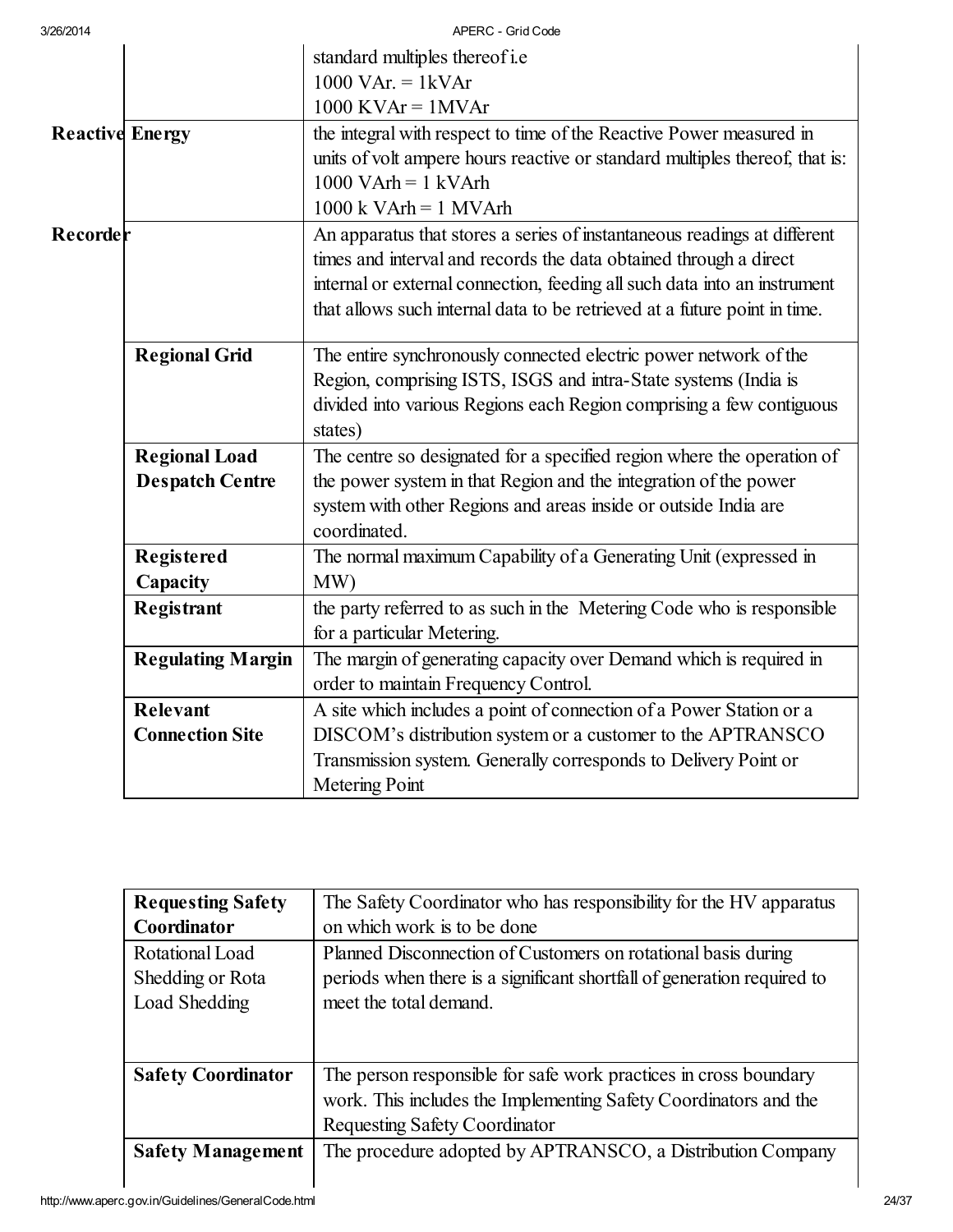| | |
|---|---|
| | standard multiples thereof i.e<br>1000 VAr. = 1kVAr<br>1000 KVAr = 1MVAr |
| **Reactive Energy** | the integral with respect to time of the Reactive Power measured in units of volt ampere hours reactive or standard multiples thereof, that is:<br>1000 VArh = 1 kVArh<br>1000 k VArh = 1 MVArh |
| **Recorder** | An apparatus that stores a series of instantaneous readings at different times and interval and records the data obtained through a direct internal or external connection, feeding all such data into an instrument that allows such internal data to be retrieved at a future point in time. |
| **Regional Grid** | The entire synchronously connected electric power network of the Region, comprising ISTS, ISGS and intra-State systems (India is divided into various Regions each Region comprising a few contiguous states) |
| **Regional Load Despatch Centre** | The centre so designated for a specified region where the operation of the power system in that Region and the integration of the power system with other Regions and areas inside or outside India are coordinated. |
| **Registered Capacity** | The normal maximum Capability of a Generating Unit (expressed in MW) |
| **Registrant** | the party referred to as such in the Metering Code who is responsible for a particular Metering. |
| **Regulating Margin** | The margin of generating capacity over Demand which is required in order to maintain Frequency Control. |
| **Relevant Connection Site** | A site which includes a point of connection of a Power Station or a DISCOM's distribution system or a customer to the APTRANSCO Transmission system. Generally corresponds to Delivery Point or Metering Point |

| | |
|---|---|
| **Requesting Safety Coordinator** | The Safety Coordinator who has responsibility for the HV apparatus on which work is to be done |
| Rotational Load Shedding or Rota Load Shedding | Planned Disconnection of Customers on rotational basis during periods when there is a significant shortfall of generation required to meet the total demand. |
| **Safety Coordinator** | The person responsible for safe work practices in cross boundary work. This includes the Implementing Safety Coordinators and the Requesting Safety Coordinator |
| **Safety Management** | The procedure adopted by APTRANSCO, a Distribution Company |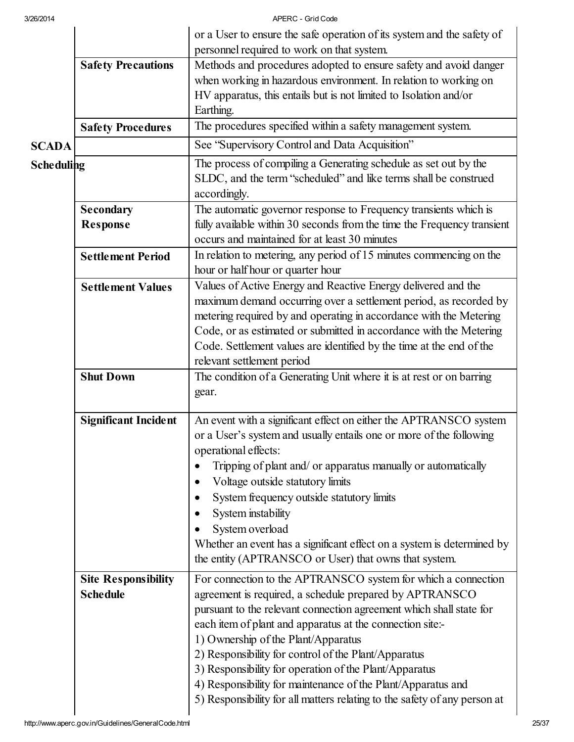| | |
|---|---|
| | or a User to ensure the safe operation of its system and the safety of personnel required to work on that system. |
| **Safety Precautions** | Methods and procedures adopted to ensure safety and avoid danger when working in hazardous environment. In relation to working on HV apparatus, this entails but is not limited to Isolation and/or Earthing. |
| **Safety Procedures** | The procedures specified within a safety management system. |
| **SCADA** | See "Supervisory Control and Data Acquisition" |
| **Scheduling** | The process of compiling a Generating schedule as set out by the SLDC, and the term "scheduled" and like terms shall be construed accordingly. |
| **Secondary Response** | The automatic governor response to Frequency transients which is fully available within 30 seconds from the time the Frequency transient occurs and maintained for at least 30 minutes |
| **Settlement Period** | In relation to metering, any period of 15 minutes commencing on the hour or half hour or quarter hour |
| **Settlement Values** | Values of Active Energy and Reactive Energy delivered and the maximum demand occurring over a settlement period, as recorded by metering required by and operating in accordance with the Metering Code, or as estimated or submitted in accordance with the Metering Code. Settlement values are identified by the time at the end of the relevant settlement period |
| **Shut Down** | The condition of a Generating Unit where it is at rest or on barring gear. |
| **Significant Incident** | An event with a significant effect on either the APTRANSCO system or a User's system and usually entails one or more of the following operational effects: <br>• Tripping of plant and/ or apparatus manually or automatically <br>• Voltage outside statutory limits <br>• System frequency outside statutory limits <br>• System instability <br>• System overload <br>Whether an event has a significant effect on a system is determined by the entity (APTRANSCO or User) that owns that system. |
| **Site Responsibility Schedule** | For connection to the APTRANSCO system for which a connection agreement is required, a schedule prepared by APTRANSCO pursuant to the relevant connection agreement which shall state for each item of plant and apparatus at the connection site:- <br>1) Ownership of the Plant/Apparatus <br>2) Responsibility for control of the Plant/Apparatus <br>3) Responsibility for operation of the Plant/Apparatus <br>4) Responsibility for maintenance of the Plant/Apparatus and <br>5) Responsibility for all matters relating to the safety of any person at |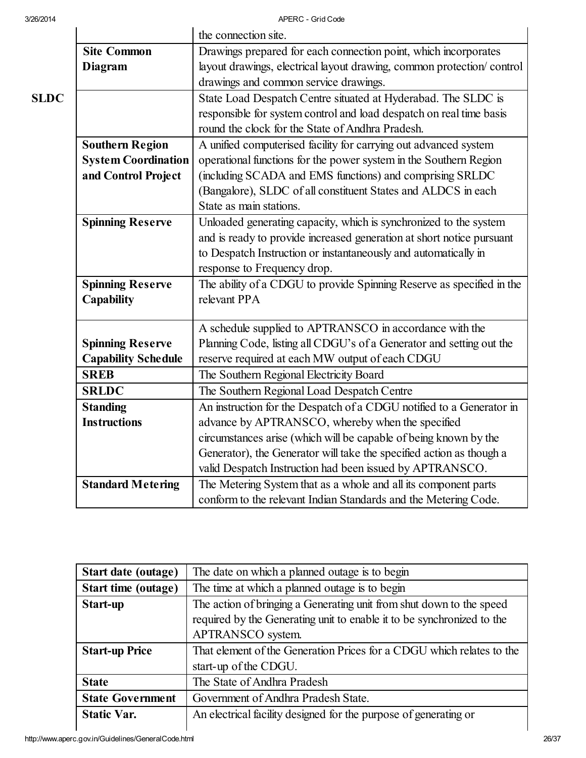| | |
|---|---|
| | the connection site. |
| **Site Common Diagram** | Drawings prepared for each connection point, which incorporates layout drawings, electrical layout drawing, common protection/ control drawings and common service drawings. |
| **SLDC** | State Load Despatch Centre situated at Hyderabad. The SLDC is responsible for system control and load despatch on real time basis round the clock for the State of Andhra Pradesh. |
| **Southern Region System Coordination and Control Project** | A unified computerised facility for carrying out advanced system operational functions for the power system in the Southern Region (including SCADA and EMS functions) and comprising SRLDC (Bangalore), SLDC of all constituent States and ALDCS in each State as main stations. |
| **Spinning Reserve** | Unloaded generating capacity, which is synchronized to the system and is ready to provide increased generation at short notice pursuant to Despatch Instruction or instantaneously and automatically in response to Frequency drop. |
| **Spinning Reserve Capability** | The ability of a CDGU to provide Spinning Reserve as specified in the relevant PPA |
| **Spinning Reserve Capability Schedule** | A schedule supplied to APTRANSCO in accordance with the Planning Code, listing all CDGU's of a Generator and setting out the reserve required at each MW output of each CDGU |
| **SREB** | The Southern Regional Electricity Board |
| **SRLDC** | The Southern Regional Load Despatch Centre |
| **Standing Instructions** | An instruction for the Despatch of a CDGU notified to a Generator in advance by APTRANSCO, whereby when the specified circumstances arise (which will be capable of being known by the Generator), the Generator will take the specified action as though a valid Despatch Instruction had been issued by APTRANSCO. |
| **Standard Metering** | The Metering System that as a whole and all its component parts conform to the relevant Indian Standards and the Metering Code. |

| | |
|---|---|
| **Start date (outage)** | The date on which a planned outage is to begin |
| **Start time (outage)** | The time at which a planned outage is to begin |
| **Start-up** | The action of bringing a Generating unit from shut down to the speed required by the Generating unit to enable it to be synchronized to the APTRANSCO system. |
| **Start-up Price** | That element of the Generation Prices for a CDGU which relates to the start-up of the CDGU. |
| **State** | The State of Andhra Pradesh |
| **State Government** | Government of Andhra Pradesh State. |
| **Static Var.** | An electrical facility designed for the purpose of generating or |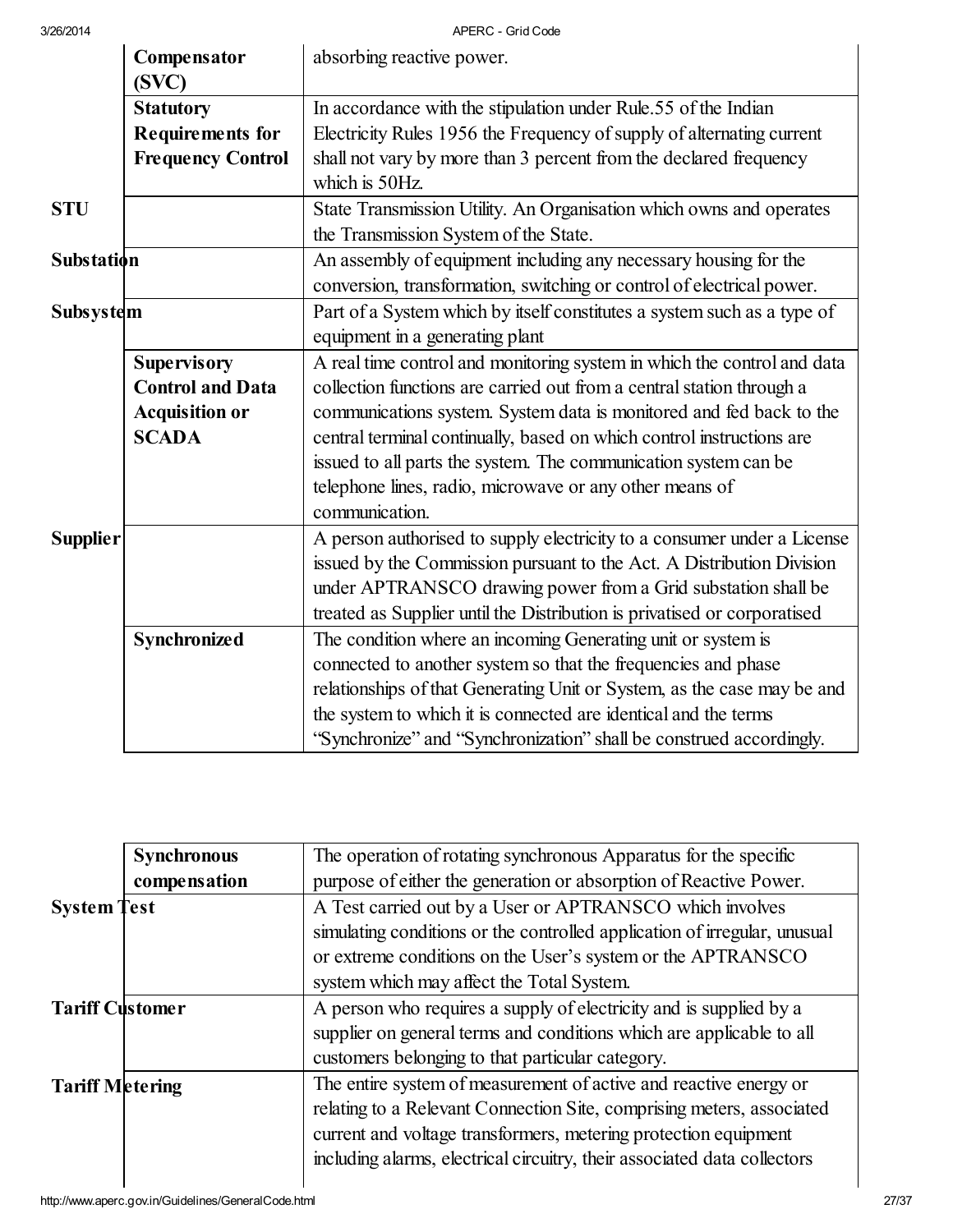| | | |
|---|---|---|
| | **Compensator (SVC)** | absorbing reactive power. |
| | **Statutory Requirements for Frequency Control** | In accordance with the stipulation under Rule.55 of the Indian Electricity Rules 1956 the Frequency of supply of alternating current shall not vary by more than 3 percent from the declared frequency which is 50Hz. |
| **STU** | | State Transmission Utility. An Organisation which owns and operates the Transmission System of the State. |
| **Substation** | | An assembly of equipment including any necessary housing for the conversion, transformation, switching or control of electrical power. |
| **Subsystem** | | Part of a System which by itself constitutes a system such as a type of equipment in a generating plant |
| | **Supervisory Control and Data Acquisition or SCADA** | A real time control and monitoring system in which the control and data collection functions are carried out from a central station through a communications system. System data is monitored and fed back to the central terminal continually, based on which control instructions are issued to all parts the system. The communication system can be telephone lines, radio, microwave or any other means of communication. |
| **Supplier** | | A person authorised to supply electricity to a consumer under a License issued by the Commission pursuant to the Act. A Distribution Division under APTRANSCO drawing power from a Grid substation shall be treated as Supplier until the Distribution is privatised or corporatised |
| | **Synchronized** | The condition where an incoming Generating unit or system is connected to another system so that the frequencies and phase relationships of that Generating Unit or System, as the case may be and the system to which it is connected are identical and the terms "Synchronize" and "Synchronization" shall be construed accordingly. |
| | **Synchronous compensation** | The operation of rotating synchronous Apparatus for the specific purpose of either the generation or absorption of Reactive Power. |
| **System Test** | | A Test carried out by a User or APTRANSCO which involves simulating conditions or the controlled application of irregular, unusual or extreme conditions on the User's system or the APTRANSCO system which may affect the Total System. |
| **Tariff Customer** | | A person who requires a supply of electricity and is supplied by a supplier on general terms and conditions which are applicable to all customers belonging to that particular category. |
| **Tariff Metering** | | The entire system of measurement of active and reactive energy or relating to a Relevant Connection Site, comprising meters, associated current and voltage transformers, metering protection equipment including alarms, electrical circuitry, their associated data collectors |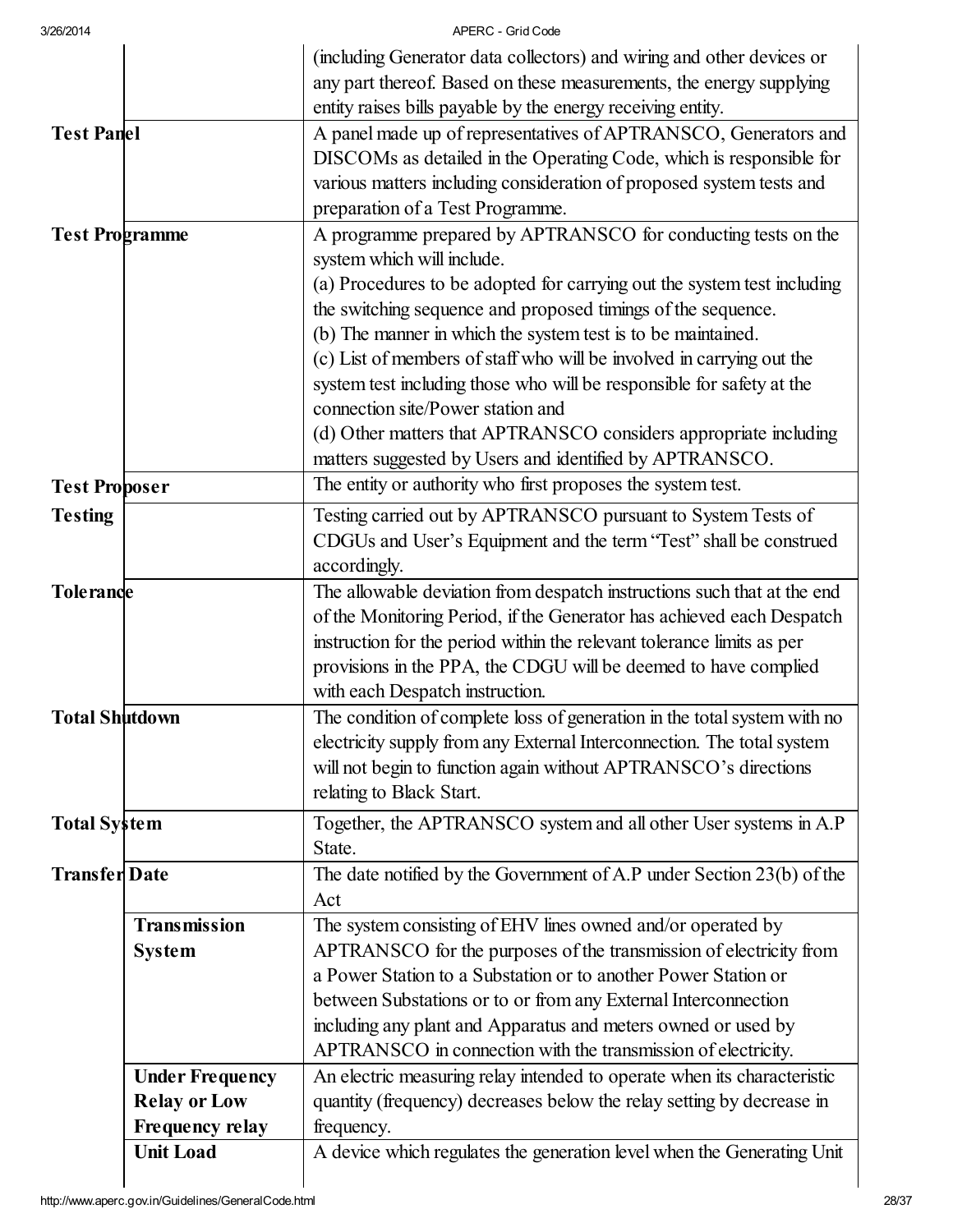| | |
|---|---|
| | (including Generator data collectors) and wiring and other devices or any part thereof. Based on these measurements, the energy supplying entity raises bills payable by the energy receiving entity. |
| **Test Panel** | A panel made up of representatives of APTRANSCO, Generators and DISCOMs as detailed in the Operating Code, which is responsible for various matters including consideration of proposed system tests and preparation of a Test Programme. |
| **Test Programme** | A programme prepared by APTRANSCO for conducting tests on the system which will include.<br>(a) Procedures to be adopted for carrying out the system test including the switching sequence and proposed timings of the sequence.<br>(b) The manner in which the system test is to be maintained.<br>(c) List of members of staff who will be involved in carrying out the system test including those who will be responsible for safety at the connection site/Power station and<br>(d) Other matters that APTRANSCO considers appropriate including matters suggested by Users and identified by APTRANSCO. |
| **Test Proposer** | The entity or authority who first proposes the system test. |
| **Testing** | Testing carried out by APTRANSCO pursuant to System Tests of CDGUs and User's Equipment and the term "Test" shall be construed accordingly. |
| **Tolerance** | The allowable deviation from despatch instructions such that at the end of the Monitoring Period, if the Generator has achieved each Despatch instruction for the period within the relevant tolerance limits as per provisions in the PPA, the CDGU will be deemed to have complied with each Despatch instruction. |
| **Total Shutdown** | The condition of complete loss of generation in the total system with no electricity supply from any External Interconnection. The total system will not begin to function again without APTRANSCO's directions relating to Black Start. |
| **Total System** | Together, the APTRANSCO system and all other User systems in A.P State. |
| **Transfer Date** | The date notified by the Government of A.P under Section 23(b) of the Act |
| **Transmission System** | The system consisting of EHV lines owned and/or operated by APTRANSCO for the purposes of the transmission of electricity from a Power Station to a Substation or to another Power Station or between Substations or to or from any External Interconnection including any plant and Apparatus and meters owned or used by APTRANSCO in connection with the transmission of electricity. |
| **Under Frequency Relay or Low Frequency relay** | An electric measuring relay intended to operate when its characteristic quantity (frequency) decreases below the relay setting by decrease in frequency. |
| **Unit Load** | A device which regulates the generation level when the Generating Unit |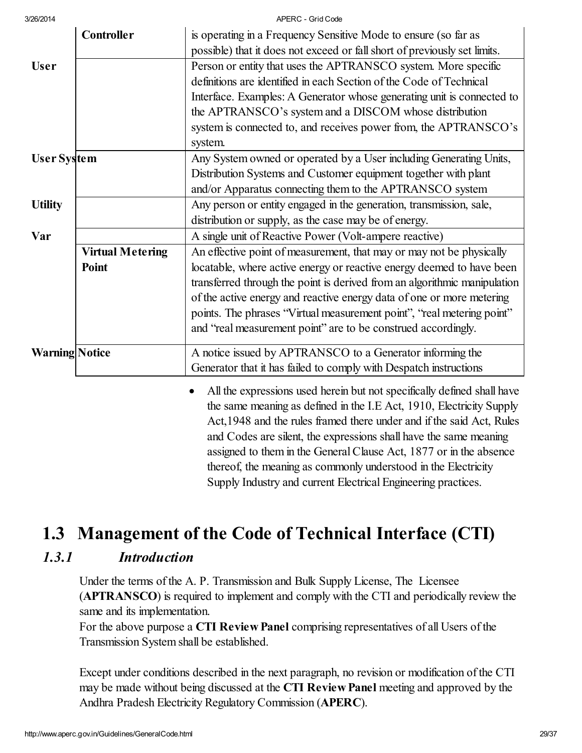| | | |
|---|---|---|
| | **Controller** | is operating in a Frequency Sensitive Mode to ensure (so far as possible) that it does not exceed or fall short of previously set limits. |
| **User** | | Person or entity that uses the APTRANSCO system. More specific definitions are identified in each Section of the Code of Technical Interface. Examples: A Generator whose generating unit is connected to the APTRANSCO's system and a DISCOM whose distribution system is connected to, and receives power from, the APTRANSCO's system. |
| **User System** | | Any System owned or operated by a User including Generating Units, Distribution Systems and Customer equipment together with plant and/or Apparatus connecting them to the APTRANSCO system |
| **Utility** | | Any person or entity engaged in the generation, transmission, sale, distribution or supply, as the case may be of energy. |
| **Var** | | A single unit of Reactive Power (Volt-ampere reactive) |
| | **Virtual Metering Point** | An effective point of measurement, that may or may not be physically locatable, where active energy or reactive energy deemed to have been transferred through the point is derived from an algorithmic manipulation of the active energy and reactive energy data of one or more metering points. The phrases "Virtual measurement point", "real metering point" and "real measurement point" are to be construed accordingly. |
| **Warning Notice** | | A notice issued by APTRANSCO to a Generator informing the Generator that it has failed to comply with Despatch instructions |

- All the expressions used herein but not specifically defined shall have the same meaning as defined in the I.E Act, 1910, Electricity Supply Act,1948 and the rules framed there under and if the said Act, Rules and Codes are silent, the expressions shall have the same meaning assigned to them in the General Clause Act, 1877 or in the absence thereof, the meaning as commonly understood in the Electricity Supply Industry and current Electrical Engineering practices.

# 1.3 Management of the Code of Technical Interface (CTI)

## *1.3.1 Introduction*

Under the terms of the A. P. Transmission and Bulk Supply License, The Licensee (**APTRANSCO**) is required to implement and comply with the CTI and periodically review the same and its implementation.
For the above purpose a **CTI Review Panel** comprising representatives of all Users of the Transmission System shall be established.

Except under conditions described in the next paragraph, no revision or modification of the CTI may be made without being discussed at the **CTI Review Panel** meeting and approved by the Andhra Pradesh Electricity Regulatory Commission (**APERC**).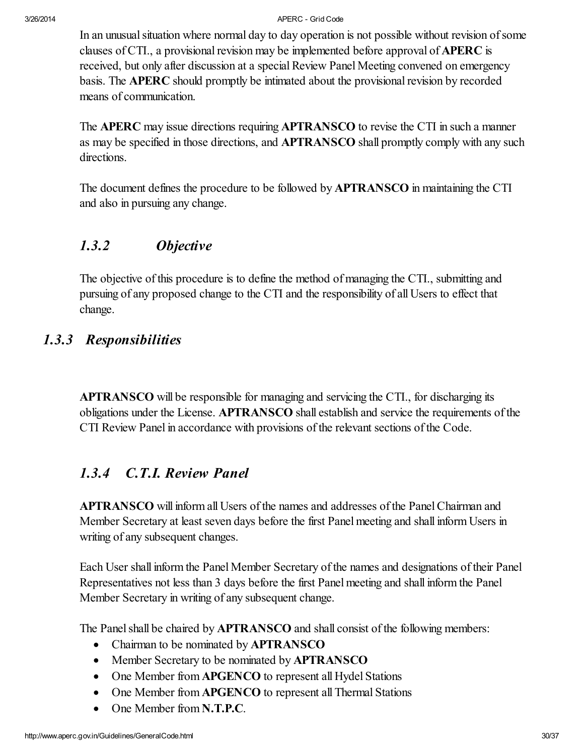In an unusual situation where normal day to day operation is not possible without revision of some clauses of CTI., a provisional revision may be implemented before approval of **APERC** is received, but only after discussion at a special Review Panel Meeting convened on emergency basis. The **APERC** should promptly be intimated about the provisional revision by recorded means of communication.

The **APERC** may issue directions requiring **APTRANSCO** to revise the CTI in such a manner as may be specified in those directions, and **APTRANSCO** shall promptly comply with any such directions.

The document defines the procedure to be followed by **APTRANSCO** in maintaining the CTI and also in pursuing any change.

### *1.3.2 Objective*

The objective of this procedure is to define the method of managing the CTI., submitting and pursuing of any proposed change to the CTI and the responsibility of all Users to effect that change.

### *1.3.3 Responsibilities*

**APTRANSCO** will be responsible for managing and servicing the CTI., for discharging its obligations under the License. **APTRANSCO** shall establish and service the requirements of the CTI Review Panel in accordance with provisions of the relevant sections of the Code.

### *1.3.4 C.T.I. Review Panel*

**APTRANSCO** will inform all Users of the names and addresses of the Panel Chairman and Member Secretary at least seven days before the first Panel meeting and shall inform Users in writing of any subsequent changes.

Each User shall inform the Panel Member Secretary of the names and designations of their Panel Representatives not less than 3 days before the first Panel meeting and shall inform the Panel Member Secretary in writing of any subsequent change.

The Panel shall be chaired by **APTRANSCO** and shall consist of the following members:

- Chairman to be nominated by **APTRANSCO**
- Member Secretary to be nominated by **APTRANSCO**
- One Member from **APGENCO** to represent all Hydel Stations
- One Member from **APGENCO** to represent all Thermal Stations
- One Member from **N.T.P.C**.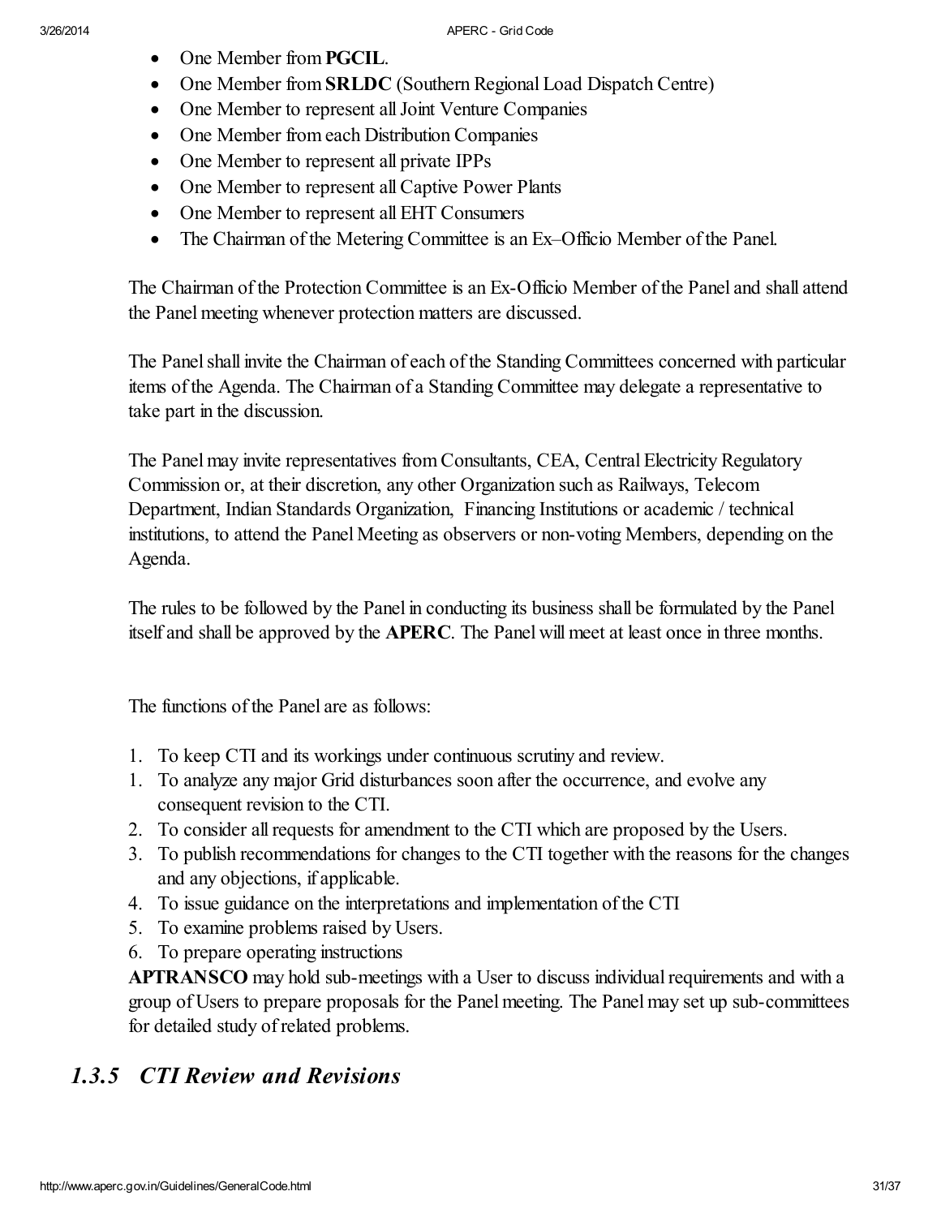- One Member from **PGCIL**.
- One Member from **SRLDC** (Southern Regional Load Dispatch Centre)
- One Member to represent all Joint Venture Companies
- One Member from each Distribution Companies
- One Member to represent all private IPPs
- One Member to represent all Captive Power Plants
- One Member to represent all EHT Consumers
- The Chairman of the Metering Committee is an Ex–Officio Member of the Panel.

The Chairman of the Protection Committee is an Ex-Officio Member of the Panel and shall attend the Panel meeting whenever protection matters are discussed.

The Panel shall invite the Chairman of each of the Standing Committees concerned with particular items of the Agenda. The Chairman of a Standing Committee may delegate a representative to take part in the discussion.

The Panel may invite representatives from Consultants, CEA, Central Electricity Regulatory Commission or, at their discretion, any other Organization such as Railways, Telecom Department, Indian Standards Organization, Financing Institutions or academic / technical institutions, to attend the Panel Meeting as observers or non-voting Members, depending on the Agenda.

The rules to be followed by the Panel in conducting its business shall be formulated by the Panel itself and shall be approved by the **APERC**. The Panel will meet at least once in three months.

The functions of the Panel are as follows:

1. To keep CTI and its workings under continuous scrutiny and review.
1. To analyze any major Grid disturbances soon after the occurrence, and evolve any consequent revision to the CTI.
2. To consider all requests for amendment to the CTI which are proposed by the Users.
3. To publish recommendations for changes to the CTI together with the reasons for the changes and any objections, if applicable.
4. To issue guidance on the interpretations and implementation of the CTI
5. To examine problems raised by Users.
6. To prepare operating instructions

**APTRANSCO** may hold sub-meetings with a User to discuss individual requirements and with a group of Users to prepare proposals for the Panel meeting. The Panel may set up sub-committees for detailed study of related problems.

## *1.3.5 CTI Review and Revisions*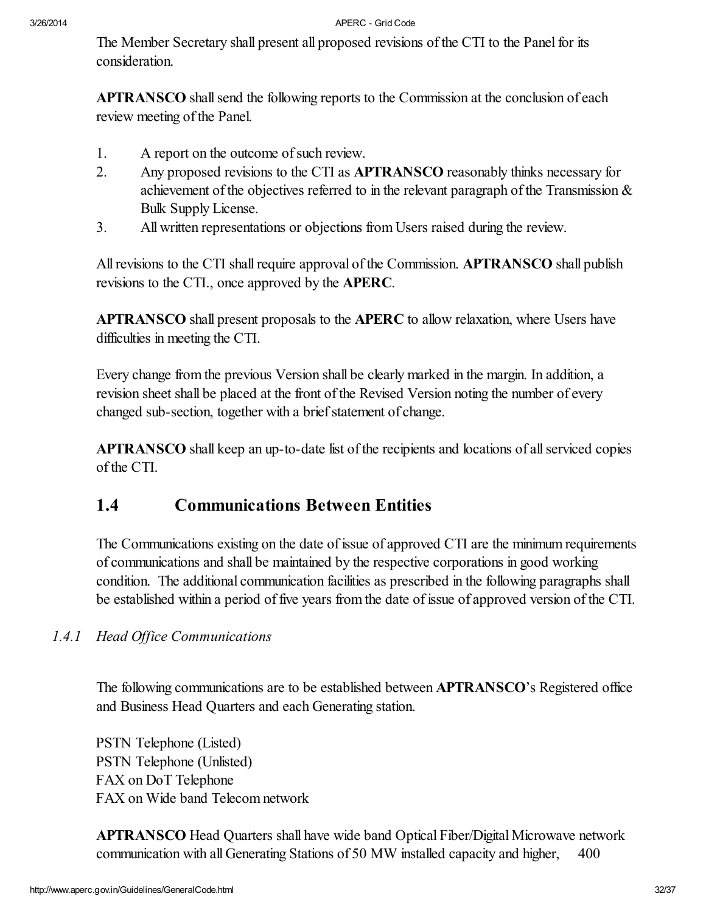The Member Secretary shall present all proposed revisions of the CTI to the Panel for its consideration.

**APTRANSCO** shall send the following reports to the Commission at the conclusion of each review meeting of the Panel.

1. A report on the outcome of such review.
2. Any proposed revisions to the CTI as **APTRANSCO** reasonably thinks necessary for achievement of the objectives referred to in the relevant paragraph of the Transmission & Bulk Supply License.
3. All written representations or objections from Users raised during the review.

All revisions to the CTI shall require approval of the Commission. **APTRANSCO** shall publish revisions to the CTI., once approved by the **APERC**.

**APTRANSCO** shall present proposals to the **APERC** to allow relaxation, where Users have difficulties in meeting the CTI.

Every change from the previous Version shall be clearly marked in the margin. In addition, a revision sheet shall be placed at the front of the Revised Version noting the number of every changed sub-section, together with a brief statement of change.

**APTRANSCO** shall keep an up-to-date list of the recipients and locations of all serviced copies of the CTI.

## 1.4 Communications Between Entities

The Communications existing on the date of issue of approved CTI are the minimum requirements of communications and shall be maintained by the respective corporations in good working condition. The additional communication facilities as prescribed in the following paragraphs shall be established within a period of five years from the date of issue of approved version of the CTI.

### *1.4.1 Head Office Communications*

The following communications are to be established between **APTRANSCO**'s Registered office and Business Head Quarters and each Generating station.

PSTN Telephone (Listed)
PSTN Telephone (Unlisted)
FAX on DoT Telephone
FAX on Wide band Telecom network

**APTRANSCO** Head Quarters shall have wide band Optical Fiber/Digital Microwave network communication with all Generating Stations of 50 MW installed capacity and higher, 400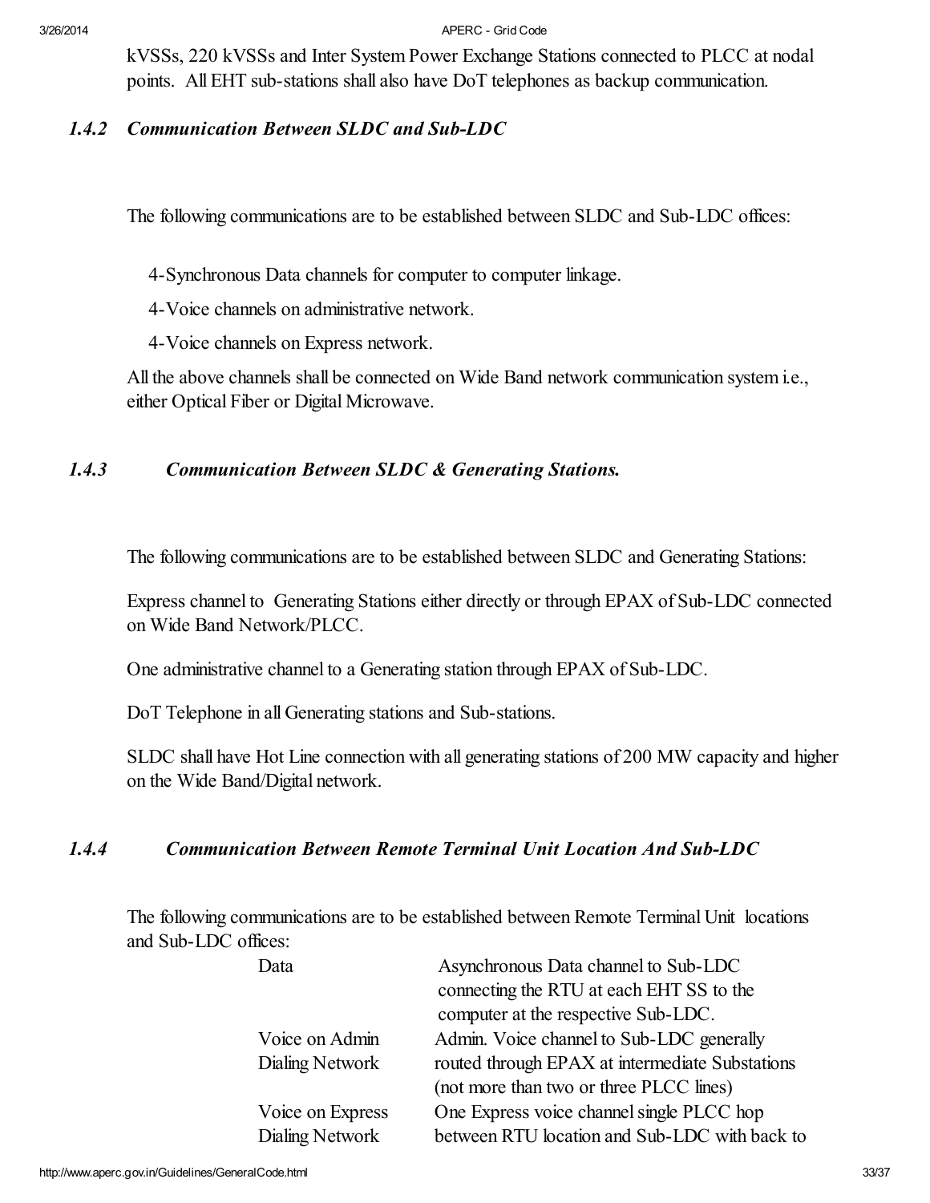kVSSs, 220 kVSSs and Inter System Power Exchange Stations connected to PLCC at nodal points. All EHT sub-stations shall also have DoT telephones as backup communication.

### *1.4.2 Communication Between SLDC and Sub-LDC*

The following communications are to be established between SLDC and Sub-LDC offices:

4-Synchronous Data channels for computer to computer linkage.

4-Voice channels on administrative network.

4-Voice channels on Express network.

All the above channels shall be connected on Wide Band network communication system i.e., either Optical Fiber or Digital Microwave.

### *1.4.3 Communication Between SLDC & Generating Stations.*

The following communications are to be established between SLDC and Generating Stations:

Express channel to Generating Stations either directly or through EPAX of Sub-LDC connected on Wide Band Network/PLCC.

One administrative channel to a Generating station through EPAX of Sub-LDC.

DoT Telephone in all Generating stations and Sub-stations.

SLDC shall have Hot Line connection with all generating stations of 200 MW capacity and higher on the Wide Band/Digital network.

### *1.4.4 Communication Between Remote Terminal Unit Location And Sub-LDC*

The following communications are to be established between Remote Terminal Unit locations and Sub-LDC offices:

| | |
|---|---|
| Data | Asynchronous Data channel to Sub-LDC connecting the RTU at each EHT SS to the computer at the respective Sub-LDC. |
| Voice on Admin Dialing Network | Admin. Voice channel to Sub-LDC generally routed through EPAX at intermediate Substations (not more than two or three PLCC lines) |
| Voice on Express Dialing Network | One Express voice channel single PLCC hop between RTU location and Sub-LDC with back to |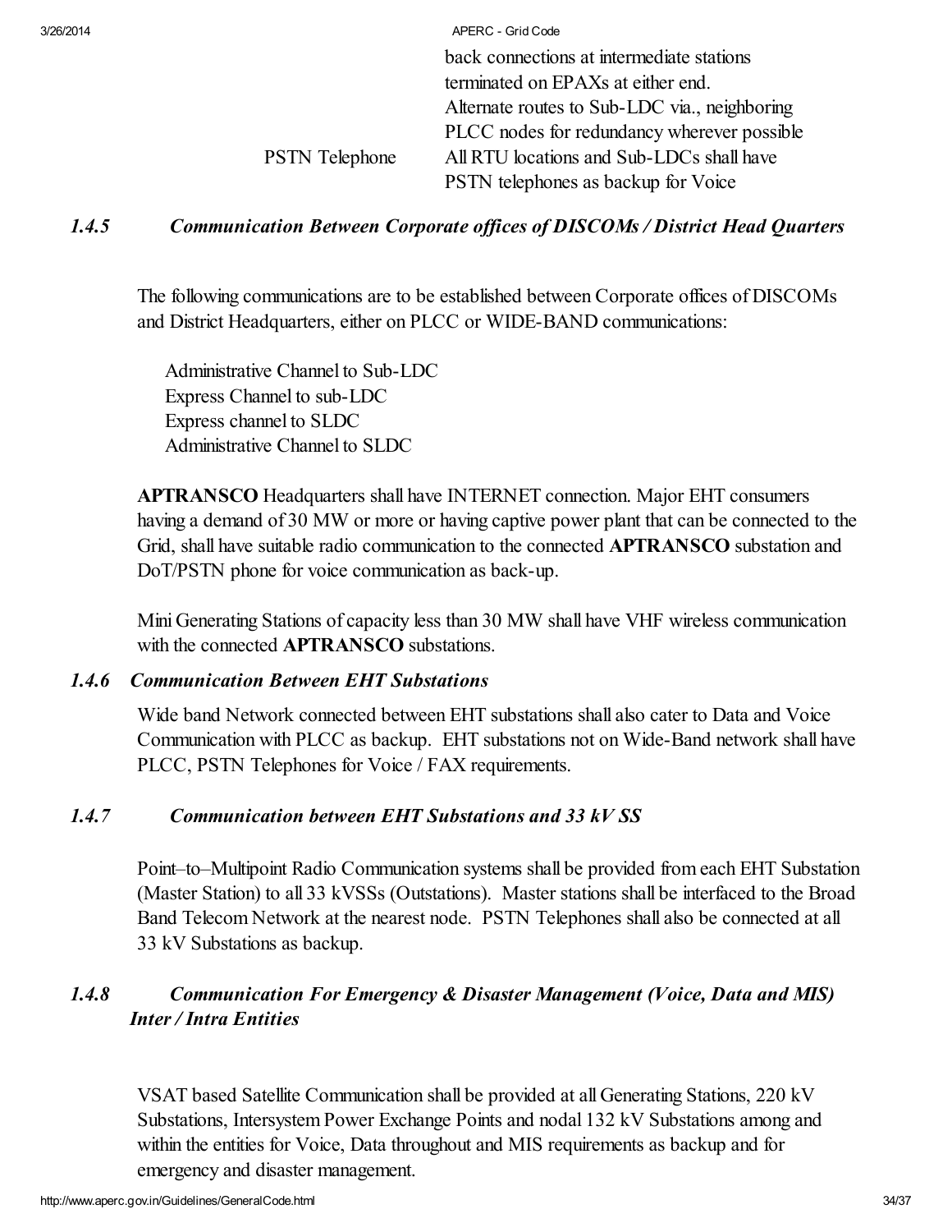| | |
|---|---|
| | back connections at intermediate stations terminated on EPAXs at either end. Alternate routes to Sub-LDC via., neighboring PLCC nodes for redundancy wherever possible |
| PSTN Telephone | All RTU locations and Sub-LDCs shall have PSTN telephones as backup for Voice |

### *1.4.5 Communication Between Corporate offices of DISCOMs / District Head Quarters*

The following communications are to be established between Corporate offices of DISCOMs and District Headquarters, either on PLCC or WIDE-BAND communications:

Administrative Channel to Sub-LDC
Express Channel to sub-LDC
Express channel to SLDC
Administrative Channel to SLDC

**APTRANSCO** Headquarters shall have INTERNET connection. Major EHT consumers having a demand of 30 MW or more or having captive power plant that can be connected to the Grid, shall have suitable radio communication to the connected **APTRANSCO** substation and DoT/PSTN phone for voice communication as back-up.

Mini Generating Stations of capacity less than 30 MW shall have VHF wireless communication with the connected **APTRANSCO** substations.

### *1.4.6 Communication Between EHT Substations*

Wide band Network connected between EHT substations shall also cater to Data and Voice Communication with PLCC as backup. EHT substations not on Wide-Band network shall have PLCC, PSTN Telephones for Voice / FAX requirements.

### *1.4.7 Communication between EHT Substations and 33 kV SS*

Point–to–Multipoint Radio Communication systems shall be provided from each EHT Substation (Master Station) to all 33 kVSSs (Outstations). Master stations shall be interfaced to the Broad Band Telecom Network at the nearest node. PSTN Telephones shall also be connected at all 33 kV Substations as backup.

### *1.4.8 Communication For Emergency & Disaster Management (Voice, Data and MIS) Inter / Intra Entities*

VSAT based Satellite Communication shall be provided at all Generating Stations, 220 kV Substations, Intersystem Power Exchange Points and nodal 132 kV Substations among and within the entities for Voice, Data throughout and MIS requirements as backup and for emergency and disaster management.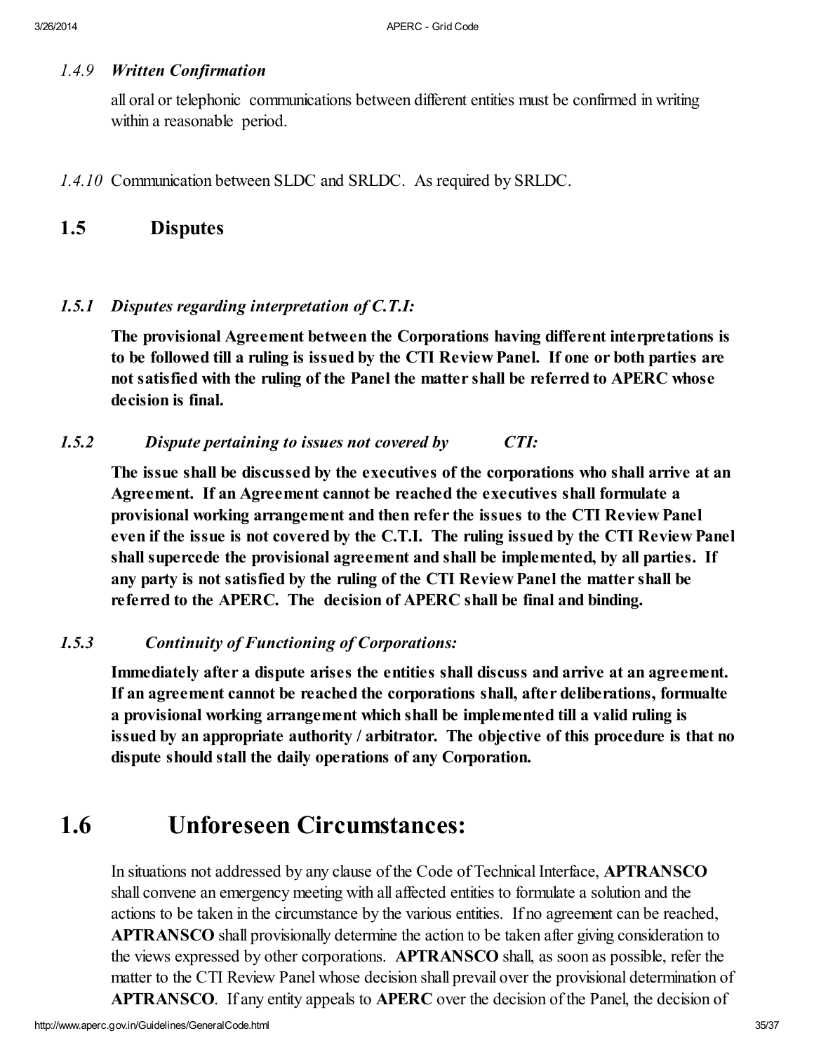*1.4.9* ***Written Confirmation***

all oral or telephonic communications between different entities must be confirmed in writing within a reasonable period.

*1.4.10* Communication between SLDC and SRLDC. As required by SRLDC.

## 1.5 Disputes

### *1.5.1 Disputes regarding interpretation of C.T.I:*

**The provisional Agreement between the Corporations having different interpretations is to be followed till a ruling is issued by the CTI Review Panel. If one or both parties are not satisfied with the ruling of the Panel the matter shall be referred to APERC whose decision is final.**

### *1.5.2 Dispute pertaining to issues not covered by CTI:*

**The issue shall be discussed by the executives of the corporations who shall arrive at an Agreement. If an Agreement cannot be reached the executives shall formulate a provisional working arrangement and then refer the issues to the CTI Review Panel even if the issue is not covered by the C.T.I. The ruling issued by the CTI Review Panel shall supercede the provisional agreement and shall be implemented, by all parties. If any party is not satisfied by the ruling of the CTI Review Panel the matter shall be referred to the APERC. The decision of APERC shall be final and binding.**

### *1.5.3 Continuity of Functioning of Corporations:*

**Immediately after a dispute arises the entities shall discuss and arrive at an agreement. If an agreement cannot be reached the corporations shall, after deliberations, formualte a provisional working arrangement which shall be implemented till a valid ruling is issued by an appropriate authority / arbitrator. The objective of this procedure is that no dispute should stall the daily operations of any Corporation.**

# 1.6 Unforeseen Circumstances:

In situations not addressed by any clause of the Code of Technical Interface, **APTRANSCO** shall convene an emergency meeting with all affected entities to formulate a solution and the actions to be taken in the circumstance by the various entities. If no agreement can be reached, **APTRANSCO** shall provisionally determine the action to be taken after giving consideration to the views expressed by other corporations. **APTRANSCO** shall, as soon as possible, refer the matter to the CTI Review Panel whose decision shall prevail over the provisional determination of **APTRANSCO**. If any entity appeals to **APERC** over the decision of the Panel, the decision of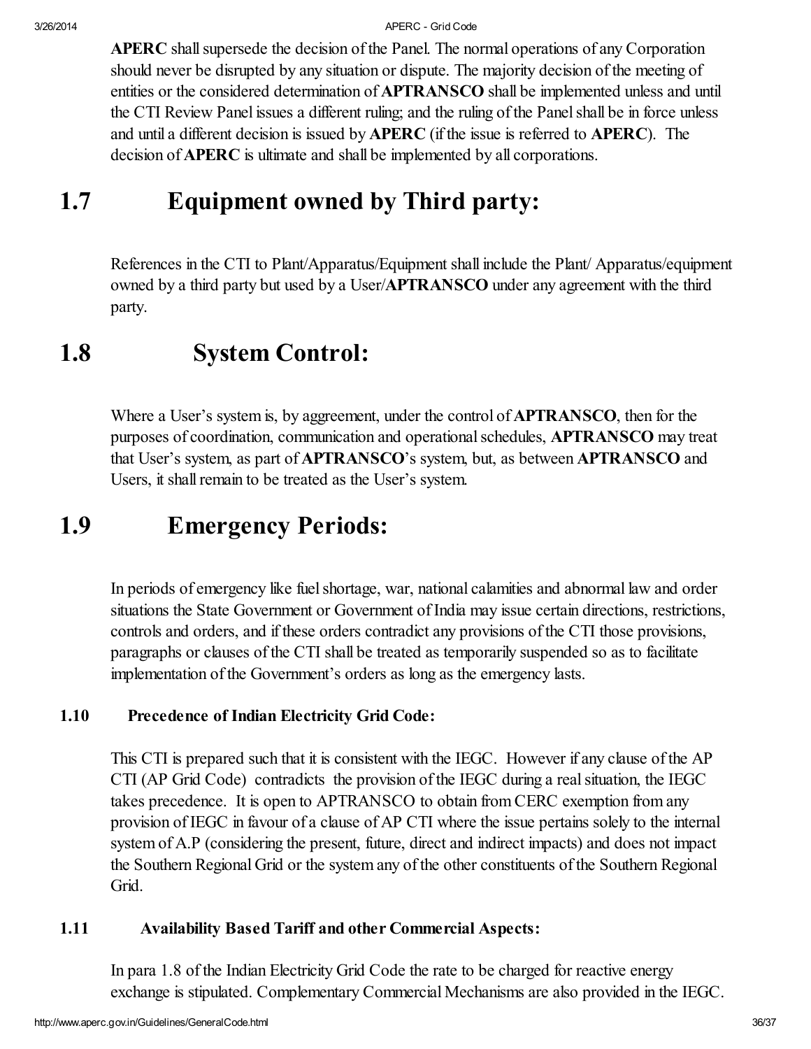**APERC** shall supersede the decision of the Panel. The normal operations of any Corporation should never be disrupted by any situation or dispute. The majority decision of the meeting of entities or the considered determination of **APTRANSCO** shall be implemented unless and until the CTI Review Panel issues a different ruling; and the ruling of the Panel shall be in force unless and until a different decision is issued by **APERC** (if the issue is referred to **APERC**). The decision of **APERC** is ultimate and shall be implemented by all corporations.

# 1.7 Equipment owned by Third party:

References in the CTI to Plant/Apparatus/Equipment shall include the Plant/ Apparatus/equipment owned by a third party but used by a User/**APTRANSCO** under any agreement with the third party.

# 1.8 System Control:

Where a User's system is, by aggreement, under the control of **APTRANSCO**, then for the purposes of coordination, communication and operational schedules, **APTRANSCO** may treat that User's system, as part of **APTRANSCO**'s system, but, as between **APTRANSCO** and Users, it shall remain to be treated as the User's system.

# 1.9 Emergency Periods:

In periods of emergency like fuel shortage, war, national calamities and abnormal law and order situations the State Government or Government of India may issue certain directions, restrictions, controls and orders, and if these orders contradict any provisions of the CTI those provisions, paragraphs or clauses of the CTI shall be treated as temporarily suspended so as to facilitate implementation of the Government's orders as long as the emergency lasts.

### 1.10 Precedence of Indian Electricity Grid Code:

This CTI is prepared such that it is consistent with the IEGC. However if any clause of the AP CTI (AP Grid Code) contradicts the provision of the IEGC during a real situation, the IEGC takes precedence. It is open to APTRANSCO to obtain from CERC exemption from any provision of IEGC in favour of a clause of AP CTI where the issue pertains solely to the internal system of A.P (considering the present, future, direct and indirect impacts) and does not impact the Southern Regional Grid or the system any of the other constituents of the Southern Regional Grid.

### 1.11 Availability Based Tariff and other Commercial Aspects:

In para 1.8 of the Indian Electricity Grid Code the rate to be charged for reactive energy exchange is stipulated. Complementary Commercial Mechanisms are also provided in the IEGC.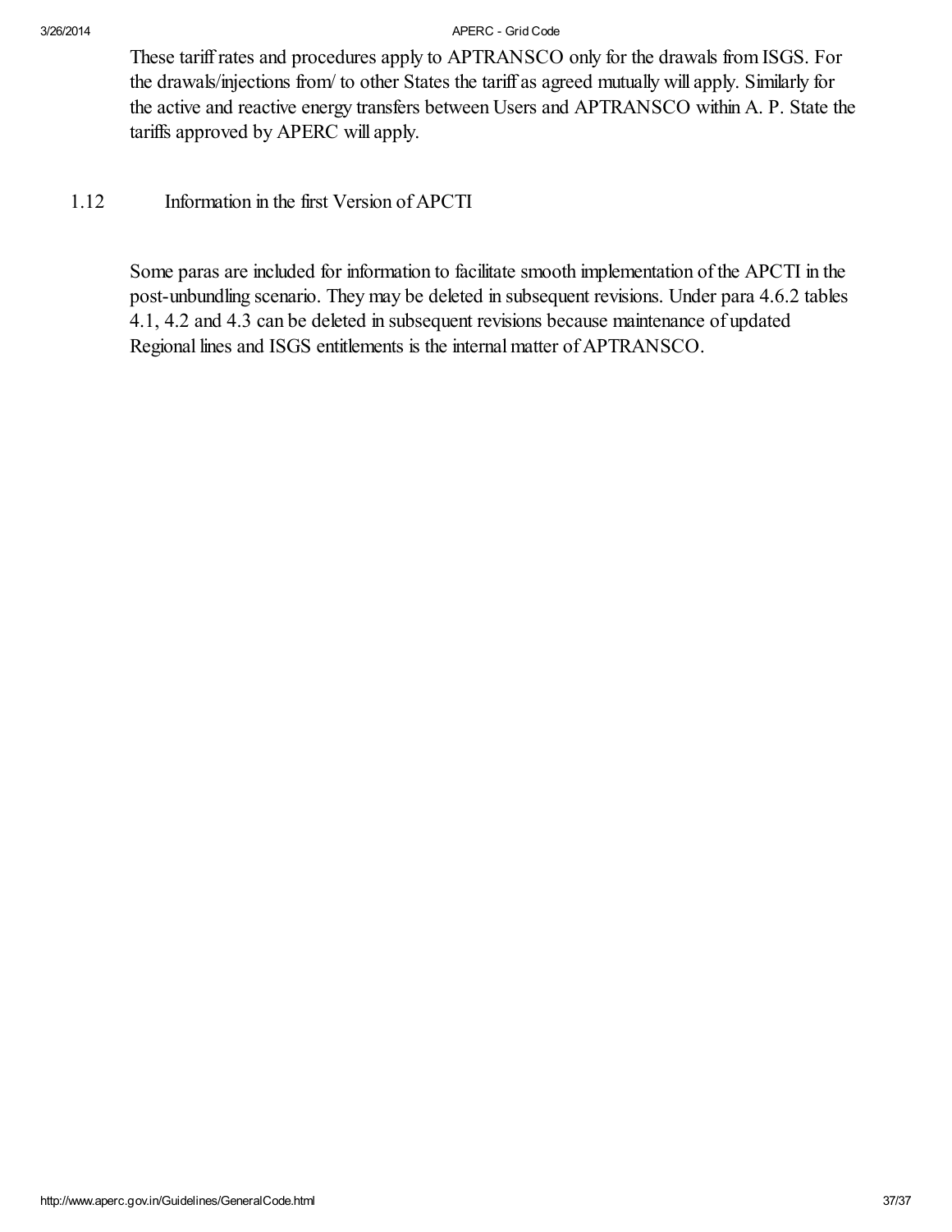These tariff rates and procedures apply to APTRANSCO only for the drawals from ISGS. For the drawals/injections from/ to other States the tariff as agreed mutually will apply. Similarly for the active and reactive energy transfers between Users and APTRANSCO within A. P. State the tariffs approved by APERC will apply.

### 1.12 Information in the first Version of APCTI

Some paras are included for information to facilitate smooth implementation of the APCTI in the post-unbundling scenario. They may be deleted in subsequent revisions. Under para 4.6.2 tables 4.1, 4.2 and 4.3 can be deleted in subsequent revisions because maintenance of updated Regional lines and ISGS entitlements is the internal matter of APTRANSCO.